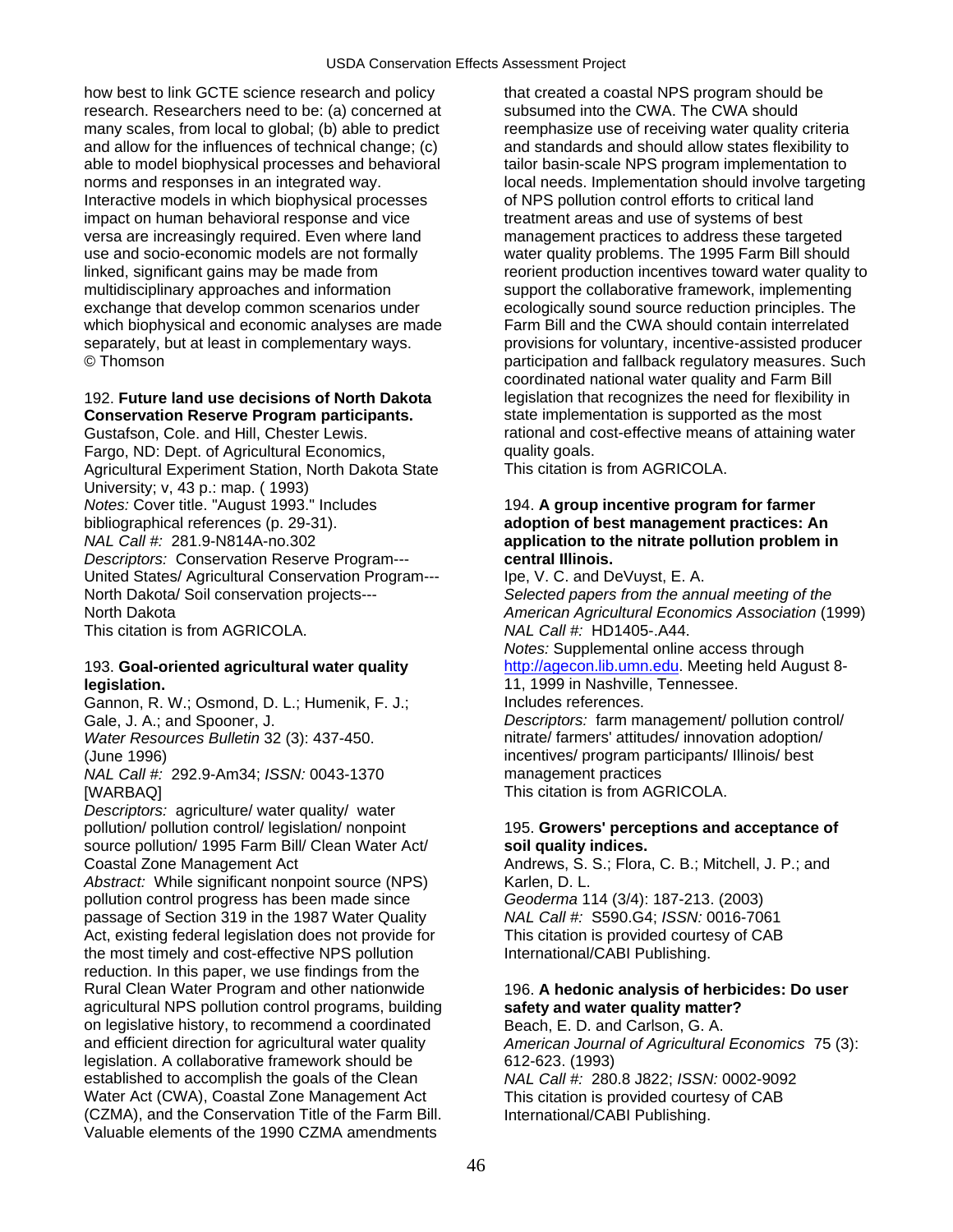how best to link GCTE science research and policy research. Researchers need to be: (a) concerned at many scales, from local to global; (b) able to predict and allow for the influences of technical change; (c) able to model biophysical processes and behavioral norms and responses in an integrated way. Interactive models in which biophysical processes impact on human behavioral response and vice versa are increasingly required. Even where land use and socio-economic models are not formally linked, significant gains may be made from multidisciplinary approaches and information exchange that develop common scenarios under which biophysical and economic analyses are made separately, but at least in complementary ways.
© Thomson

192. **Future land use decisions of North Dakota Conservation Reserve Program participants.**
Gustafson, Cole. and Hill, Chester Lewis.
Fargo, ND: Dept. of Agricultural Economics, Agricultural Experiment Station, North Dakota State University; v, 43 p.: map. ( 1993)
*Notes:* Cover title. "August 1993." Includes bibliographical references (p. 29-31).
*NAL Call #:* 281.9-N814A-no.302
*Descriptors:* Conservation Reserve Program---United States/ Agricultural Conservation Program---North Dakota/ Soil conservation projects---North Dakota
This citation is from AGRICOLA.

193. **Goal-oriented agricultural water quality legislation.**
Gannon, R. W.; Osmond, D. L.; Humenik, F. J.; Gale, J. A.; and Spooner, J.
*Water Resources Bulletin* 32 (3): 437-450. (June 1996)
*NAL Call #:* 292.9-Am34; *ISSN:* 0043-1370 [WARBAQ]
*Descriptors:* agriculture/ water quality/ water pollution/ pollution control/ legislation/ nonpoint source pollution/ 1995 Farm Bill/ Clean Water Act/ Coastal Zone Management Act
*Abstract:* While significant nonpoint source (NPS) pollution control progress has been made since passage of Section 319 in the 1987 Water Quality Act, existing federal legislation does not provide for the most timely and cost-effective NPS pollution reduction. In this paper, we use findings from the Rural Clean Water Program and other nationwide agricultural NPS pollution control programs, building on legislative history, to recommend a coordinated and efficient direction for agricultural water quality legislation. A collaborative framework should be established to accomplish the goals of the Clean Water Act (CWA), Coastal Zone Management Act (CZMA), and the Conservation Title of the Farm Bill. Valuable elements of the 1990 CZMA amendments that created a coastal NPS program should be subsumed into the CWA. The CWA should reemphasize use of receiving water quality criteria and standards and should allow states flexibility to tailor basin-scale NPS program implementation to local needs. Implementation should involve targeting of NPS pollution control efforts to critical land treatment areas and use of systems of best management practices to address these targeted water quality problems. The 1995 Farm Bill should reorient production incentives toward water quality to support the collaborative framework, implementing ecologically sound source reduction principles. The Farm Bill and the CWA should contain interrelated provisions for voluntary, incentive-assisted producer participation and fallback regulatory measures. Such coordinated national water quality and Farm Bill legislation that recognizes the need for flexibility in state implementation is supported as the most rational and cost-effective means of attaining water quality goals.
This citation is from AGRICOLA.

194. **A group incentive program for farmer adoption of best management practices: An application to the nitrate pollution problem in central Illinois.**
Ipe, V. C. and DeVuyst, E. A.
*Selected papers from the annual meeting of the American Agricultural Economics Association* (1999)
*NAL Call #:* HD1405-.A44.
*Notes:* Supplemental online access through http://agecon.lib.umn.edu. Meeting held August 8-11, 1999 in Nashville, Tennessee. Includes references.
*Descriptors:* farm management/ pollution control/ nitrate/ farmers' attitudes/ innovation adoption/ incentives/ program participants/ Illinois/ best management practices
This citation is from AGRICOLA.

195. **Growers' perceptions and acceptance of soil quality indices.**
Andrews, S. S.; Flora, C. B.; Mitchell, J. P.; and Karlen, D. L.
*Geoderma* 114 (3/4): 187-213. (2003)
*NAL Call #:* S590.G4; *ISSN:* 0016-7061
This citation is provided courtesy of CAB International/CABI Publishing.

196. **A hedonic analysis of herbicides: Do user safety and water quality matter?**
Beach, E. D. and Carlson, G. A.
*American Journal of Agricultural Economics* 75 (3): 612-623. (1993)
*NAL Call #:* 280.8 J822; *ISSN:* 0002-9092
This citation is provided courtesy of CAB International/CABI Publishing.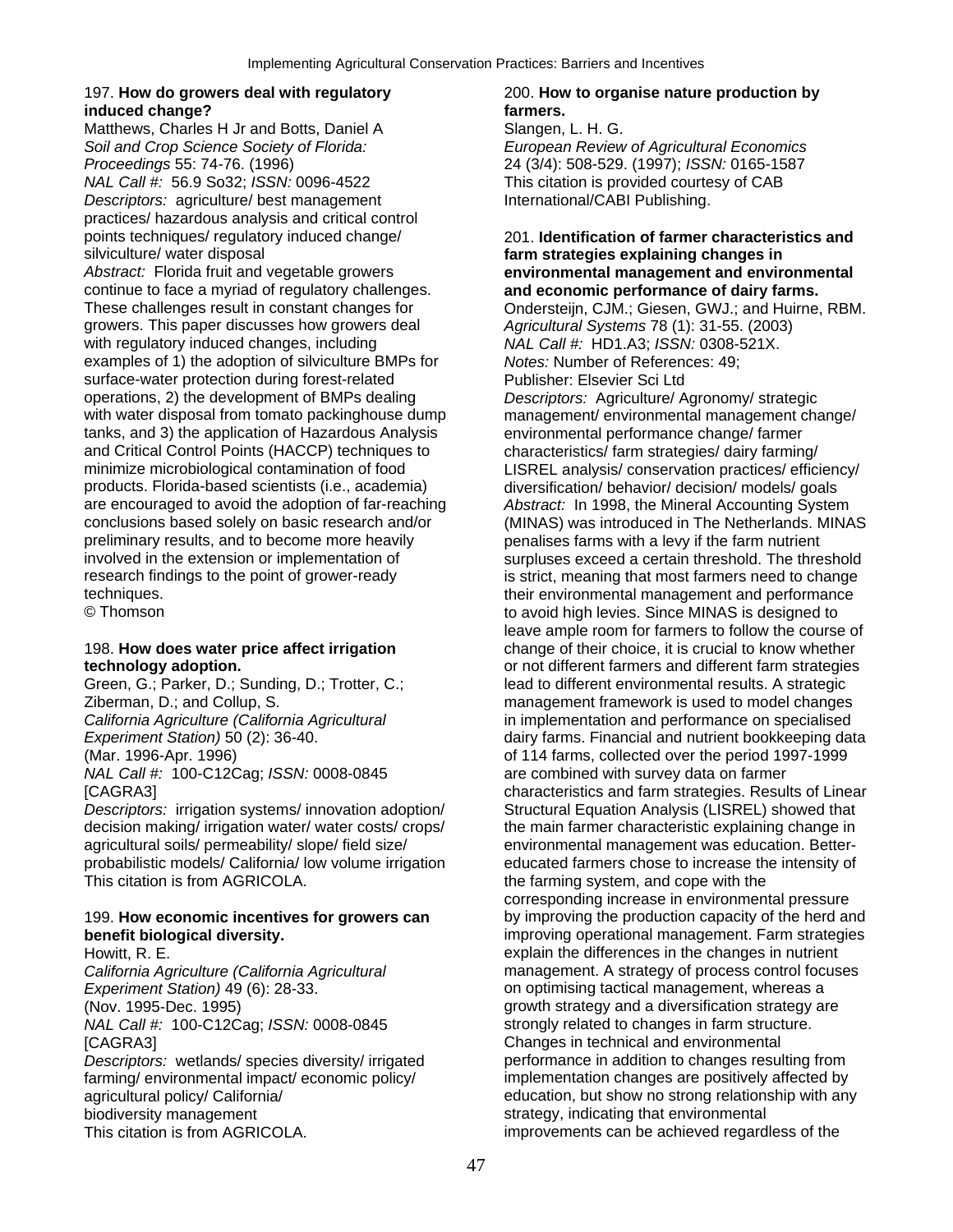197. **How do growers deal with regulatory induced change?**
Matthews, Charles H Jr and Botts, Daniel A
*Soil and Crop Science Society of Florida: Proceedings* 55: 74-76. (1996)
*NAL Call #:* 56.9 So32; *ISSN:* 0096-4522
*Descriptors:* agriculture/ best management practices/ hazardous analysis and critical control points techniques/ regulatory induced change/ silviculture/ water disposal
*Abstract:* Florida fruit and vegetable growers continue to face a myriad of regulatory challenges. These challenges result in constant changes for growers. This paper discusses how growers deal with regulatory induced changes, including examples of 1) the adoption of silviculture BMPs for surface-water protection during forest-related operations, 2) the development of BMPs dealing with water disposal from tomato packinghouse dump tanks, and 3) the application of Hazardous Analysis and Critical Control Points (HACCP) techniques to minimize microbiological contamination of food products. Florida-based scientists (i.e., academia) are encouraged to avoid the adoption of far-reaching conclusions based solely on basic research and/or preliminary results, and to become more heavily involved in the extension or implementation of research findings to the point of grower-ready techniques.
© Thomson

198. **How does water price affect irrigation technology adoption.**
Green, G.; Parker, D.; Sunding, D.; Trotter, C.; Ziberman, D.; and Collup, S.
*California Agriculture (California Agricultural Experiment Station)* 50 (2): 36-40.
(Mar. 1996-Apr. 1996)
*NAL Call #:* 100-C12Cag; *ISSN:* 0008-0845
[CAGRA3]
*Descriptors:* irrigation systems/ innovation adoption/ decision making/ irrigation water/ water costs/ crops/ agricultural soils/ permeability/ slope/ field size/ probabilistic models/ California/ low volume irrigation
This citation is from AGRICOLA.

199. **How economic incentives for growers can benefit biological diversity.**
Howitt, R. E.
*California Agriculture (California Agricultural Experiment Station)* 49 (6): 28-33.
(Nov. 1995-Dec. 1995)
*NAL Call #:* 100-C12Cag; *ISSN:* 0008-0845
[CAGRA3]
*Descriptors:* wetlands/ species diversity/ irrigated farming/ environmental impact/ economic policy/ agricultural policy/ California/ biodiversity management
This citation is from AGRICOLA.

200. **How to organise nature production by farmers.**
Slangen, L. H. G.
*European Review of Agricultural Economics* 24 (3/4): 508-529. (1997); *ISSN:* 0165-1587
This citation is provided courtesy of CAB International/CABI Publishing.

201. **Identification of farmer characteristics and farm strategies explaining changes in environmental management and environmental and economic performance of dairy farms.**
Ondersteijn, CJM.; Giesen, GWJ.; and Huirne, RBM.
*Agricultural Systems* 78 (1): 31-55. (2003)
*NAL Call #:* HD1.A3; *ISSN:* 0308-521X.
*Notes:* Number of References: 49; Publisher: Elsevier Sci Ltd
*Descriptors:* Agriculture/ Agronomy/ strategic management/ environmental management change/ environmental performance change/ farmer characteristics/ farm strategies/ dairy farming/ LISREL analysis/ conservation practices/ efficiency/ diversification/ behavior/ decision/ models/ goals
*Abstract:* In 1998, the Mineral Accounting System (MINAS) was introduced in The Netherlands. MINAS penalises farms with a levy if the farm nutrient surpluses exceed a certain threshold. The threshold is strict, meaning that most farmers need to change their environmental management and performance to avoid high levies. Since MINAS is designed to leave ample room for farmers to follow the course of change of their choice, it is crucial to know whether or not different farmers and different farm strategies lead to different environmental results. A strategic management framework is used to model changes in implementation and performance on specialised dairy farms. Financial and nutrient bookkeeping data of 114 farms, collected over the period 1997-1999 are combined with survey data on farmer characteristics and farm strategies. Results of Linear Structural Equation Analysis (LISREL) showed that the main farmer characteristic explaining change in environmental management was education. Better-educated farmers chose to increase the intensity of the farming system, and cope with the corresponding increase in environmental pressure by improving the production capacity of the herd and improving operational management. Farm strategies explain the differences in the changes in nutrient management. A strategy of process control focuses on optimising tactical management, whereas a growth strategy and a diversification strategy are strongly related to changes in farm structure. Changes in technical and environmental performance in addition to changes resulting from implementation changes are positively affected by education, but show no strong relationship with any strategy, indicating that environmental improvements can be achieved regardless of the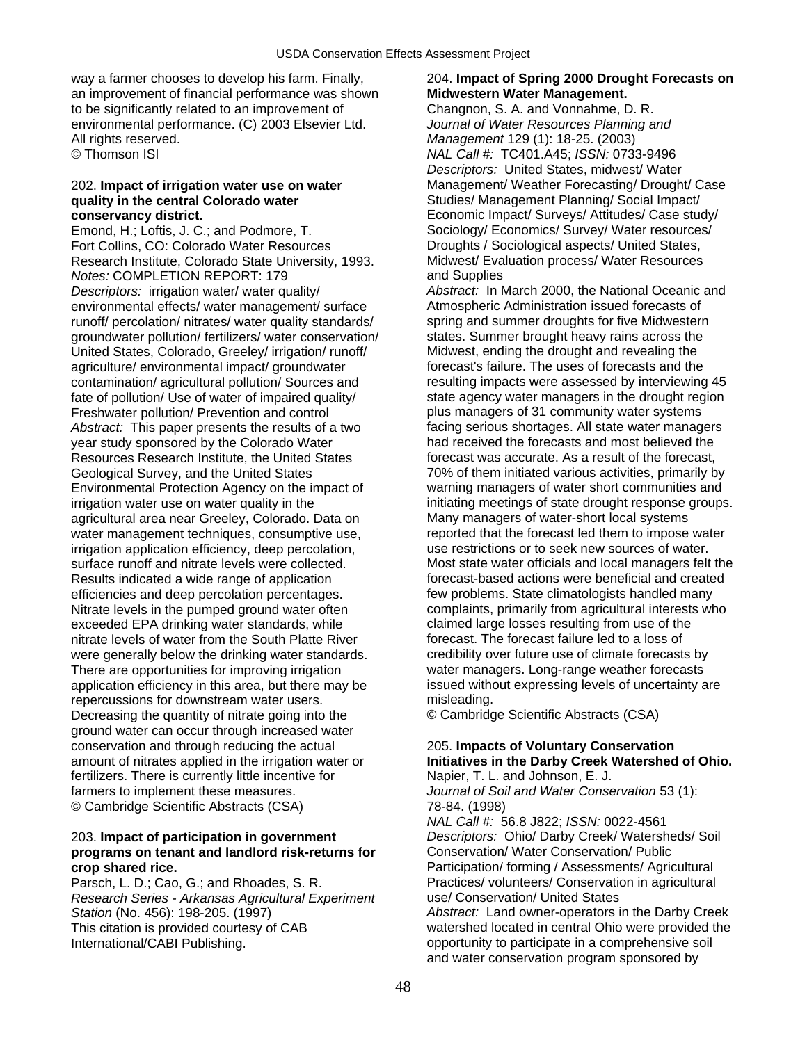way a farmer chooses to develop his farm. Finally, an improvement of financial performance was shown to be significantly related to an improvement of environmental performance. (C) 2003 Elsevier Ltd. All rights reserved.
© Thomson ISI

202. **Impact of irrigation water use on water quality in the central Colorado water conservancy district.**
Emond, H.; Loftis, J. C.; and Podmore, T.
Fort Collins, CO: Colorado Water Resources Research Institute, Colorado State University, 1993.
*Notes:* COMPLETION REPORT: 179
*Descriptors:* irrigation water/ water quality/ environmental effects/ water management/ surface runoff/ percolation/ nitrates/ water quality standards/ groundwater pollution/ fertilizers/ water conservation/ United States, Colorado, Greeley/ irrigation/ runoff/ agriculture/ environmental impact/ groundwater contamination/ agricultural pollution/ Sources and fate of pollution/ Use of water of impaired quality/ Freshwater pollution/ Prevention and control
*Abstract:* This paper presents the results of a two year study sponsored by the Colorado Water Resources Research Institute, the United States Geological Survey, and the United States Environmental Protection Agency on the impact of irrigation water use on water quality in the agricultural area near Greeley, Colorado. Data on water management techniques, consumptive use, irrigation application efficiency, deep percolation, surface runoff and nitrate levels were collected. Results indicated a wide range of application efficiencies and deep percolation percentages. Nitrate levels in the pumped ground water often exceeded EPA drinking water standards, while nitrate levels of water from the South Platte River were generally below the drinking water standards. There are opportunities for improving irrigation application efficiency in this area, but there may be repercussions for downstream water users. Decreasing the quantity of nitrate going into the ground water can occur through increased water conservation and through reducing the actual amount of nitrates applied in the irrigation water or fertilizers. There is currently little incentive for farmers to implement these measures.
© Cambridge Scientific Abstracts (CSA)

203. **Impact of participation in government programs on tenant and landlord risk-returns for crop shared rice.**
Parsch, L. D.; Cao, G.; and Rhoades, S. R.
*Research Series - Arkansas Agricultural Experiment Station* (No. 456): 198-205. (1997)
This citation is provided courtesy of CAB International/CABI Publishing.

204. **Impact of Spring 2000 Drought Forecasts on Midwestern Water Management.**
Changnon, S. A. and Vonnahme, D. R.
*Journal of Water Resources Planning and Management* 129 (1): 18-25. (2003)
*NAL Call #:* TC401.A45; *ISSN:* 0733-9496
*Descriptors:* United States, midwest/ Water Management/ Weather Forecasting/ Drought/ Case Studies/ Management Planning/ Social Impact/ Economic Impact/ Surveys/ Attitudes/ Case study/ Sociology/ Economics/ Survey/ Water resources/ Droughts / Sociological aspects/ United States, Midwest/ Evaluation process/ Water Resources and Supplies
*Abstract:* In March 2000, the National Oceanic and Atmospheric Administration issued forecasts of spring and summer droughts for five Midwestern states. Summer brought heavy rains across the Midwest, ending the drought and revealing the forecast's failure. The uses of forecasts and the resulting impacts were assessed by interviewing 45 state agency water managers in the drought region plus managers of 31 community water systems facing serious shortages. All state water managers had received the forecasts and most believed the forecast was accurate. As a result of the forecast, 70% of them initiated various activities, primarily by warning managers of water short communities and initiating meetings of state drought response groups. Many managers of water-short local systems reported that the forecast led them to impose water use restrictions or to seek new sources of water. Most state water officials and local managers felt the forecast-based actions were beneficial and created few problems. State climatologists handled many complaints, primarily from agricultural interests who claimed large losses resulting from use of the forecast. The forecast failure led to a loss of credibility over future use of climate forecasts by water managers. Long-range weather forecasts issued without expressing levels of uncertainty are misleading.
© Cambridge Scientific Abstracts (CSA)

205. **Impacts of Voluntary Conservation Initiatives in the Darby Creek Watershed of Ohio.**
Napier, T. L. and Johnson, E. J.
*Journal of Soil and Water Conservation* 53 (1): 78-84. (1998)
*NAL Call #:* 56.8 J822; *ISSN:* 0022-4561
*Descriptors:* Ohio/ Darby Creek/ Watersheds/ Soil Conservation/ Water Conservation/ Public Participation/ forming / Assessments/ Agricultural Practices/ volunteers/ Conservation in agricultural use/ Conservation/ United States
*Abstract:* Land owner-operators in the Darby Creek watershed located in central Ohio were provided the opportunity to participate in a comprehensive soil and water conservation program sponsored by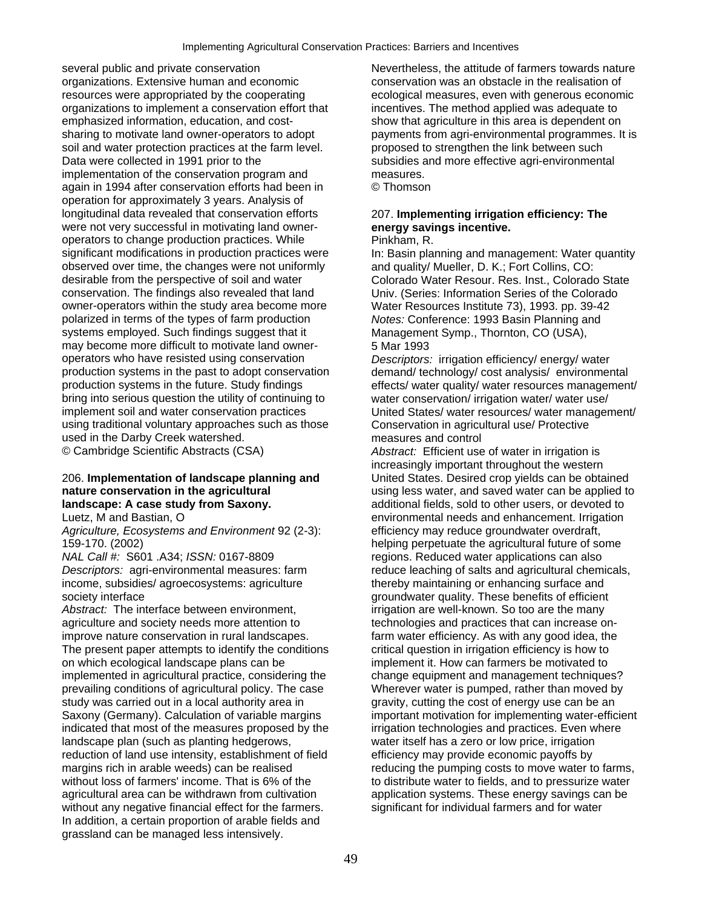several public and private conservation organizations. Extensive human and economic resources were appropriated by the cooperating organizations to implement a conservation effort that emphasized information, education, and cost-sharing to motivate land owner-operators to adopt soil and water protection practices at the farm level. Data were collected in 1991 prior to the implementation of the conservation program and again in 1994 after conservation efforts had been in operation for approximately 3 years. Analysis of longitudinal data revealed that conservation efforts were not very successful in motivating land owner-operators to change production practices. While significant modifications in production practices were observed over time, the changes were not uniformly desirable from the perspective of soil and water conservation. The findings also revealed that land owner-operators within the study area become more polarized in terms of the types of farm production systems employed. Such findings suggest that it may become more difficult to motivate land owner-operators who have resisted using conservation production systems in the past to adopt conservation production systems in the future. Study findings bring into serious question the utility of continuing to implement soil and water conservation practices using traditional voluntary approaches such as those used in the Darby Creek watershed.
© Cambridge Scientific Abstracts (CSA)

206. **Implementation of landscape planning and nature conservation in the agricultural landscape: A case study from Saxony.**
Luetz, M and Bastian, O
*Agriculture, Ecosystems and Environment* 92 (2-3): 159-170. (2002)
*NAL Call #:* S601 .A34; *ISSN:* 0167-8809
*Descriptors:* agri-environmental measures: farm income, subsidies/ agroecosystems: agriculture society interface
*Abstract:* The interface between environment, agriculture and society needs more attention to improve nature conservation in rural landscapes. The present paper attempts to identify the conditions on which ecological landscape plans can be implemented in agricultural practice, considering the prevailing conditions of agricultural policy. The case study was carried out in a local authority area in Saxony (Germany). Calculation of variable margins indicated that most of the measures proposed by the landscape plan (such as planting hedgerows, reduction of land use intensity, establishment of field margins rich in arable weeds) can be realised without loss of farmers' income. That is 6% of the agricultural area can be withdrawn from cultivation without any negative financial effect for the farmers. In addition, a certain proportion of arable fields and grassland can be managed less intensively. Nevertheless, the attitude of farmers towards nature conservation was an obstacle in the realisation of ecological measures, even with generous economic incentives. The method applied was adequate to show that agriculture in this area is dependent on payments from agri-environmental programmes. It is proposed to strengthen the link between such subsidies and more effective agri-environmental measures.
© Thomson

207. **Implementing irrigation efficiency: The energy savings incentive.**
Pinkham, R.
In: Basin planning and management: Water quantity and quality/ Mueller, D. K.; Fort Collins, CO: Colorado Water Resour. Res. Inst., Colorado State Univ. (Series: Information Series of the Colorado Water Resources Institute 73), 1993. pp. 39-42
*Notes:* Conference: 1993 Basin Planning and Management Symp., Thornton, CO (USA), 5 Mar 1993
*Descriptors:* irrigation efficiency/ energy/ water demand/ technology/ cost analysis/ environmental effects/ water quality/ water resources management/ water conservation/ irrigation water/ water use/ United States/ water resources/ water management/ Conservation in agricultural use/ Protective measures and control
*Abstract:* Efficient use of water in irrigation is increasingly important throughout the western United States. Desired crop yields can be obtained using less water, and saved water can be applied to additional fields, sold to other users, or devoted to environmental needs and enhancement. Irrigation efficiency may reduce groundwater overdraft, helping perpetuate the agricultural future of some regions. Reduced water applications can also reduce leaching of salts and agricultural chemicals, thereby maintaining or enhancing surface and groundwater quality. These benefits of efficient irrigation are well-known. So too are the many technologies and practices that can increase on-farm water efficiency. As with any good idea, the critical question in irrigation efficiency is how to implement it. How can farmers be motivated to change equipment and management techniques? Wherever water is pumped, rather than moved by gravity, cutting the cost of energy use can be an important motivation for implementing water-efficient irrigation technologies and practices. Even where water itself has a zero or low price, irrigation efficiency may provide economic payoffs by reducing the pumping costs to move water to farms, to distribute water to fields, and to pressurize water application systems. These energy savings can be significant for individual farmers and for water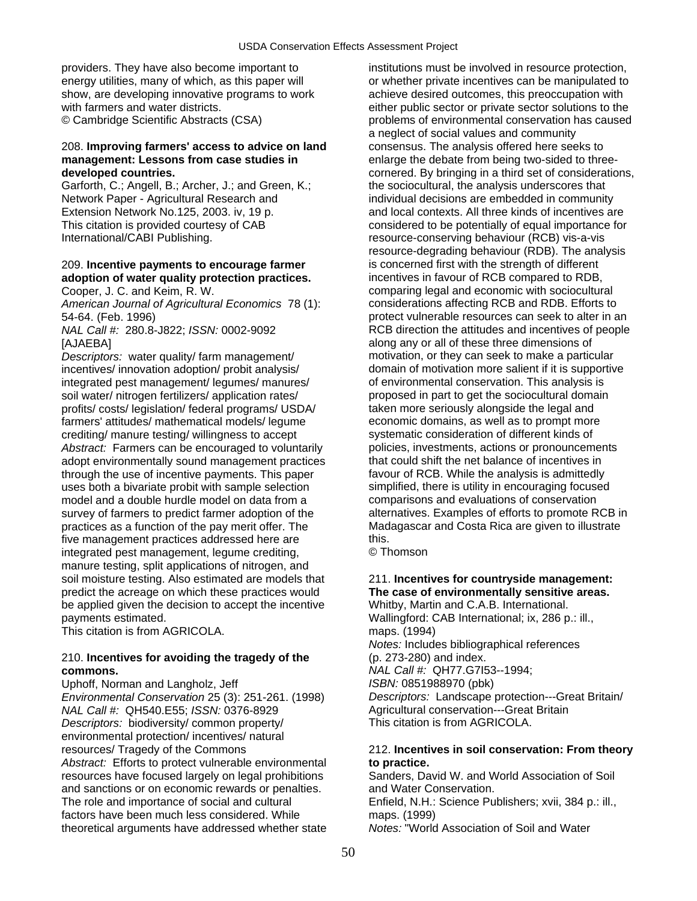providers. They have also become important to energy utilities, many of which, as this paper will show, are developing innovative programs to work with farmers and water districts.
© Cambridge Scientific Abstracts (CSA)

208. **Improving farmers' access to advice on land management: Lessons from case studies in developed countries.**
Garforth, C.; Angell, B.; Archer, J.; and Green, K.;
Network Paper - Agricultural Research and Extension Network No.125, 2003. iv, 19 p.
This citation is provided courtesy of CAB International/CABI Publishing.

209. **Incentive payments to encourage farmer adoption of water quality protection practices.**
Cooper, J. C. and Keim, R. W.
*American Journal of Agricultural Economics* 78 (1): 54-64. (Feb. 1996)
*NAL Call #:* 280.8-J822; *ISSN:* 0002-9092 [AJAEBA]
*Descriptors:* water quality/ farm management/ incentives/ innovation adoption/ probit analysis/ integrated pest management/ legumes/ manures/ soil water/ nitrogen fertilizers/ application rates/ profits/ costs/ legislation/ federal programs/ USDA/ farmers' attitudes/ mathematical models/ legume crediting/ manure testing/ willingness to accept
*Abstract:* Farmers can be encouraged to voluntarily adopt environmentally sound management practices through the use of incentive payments. This paper uses both a bivariate probit with sample selection model and a double hurdle model on data from a survey of farmers to predict farmer adoption of the practices as a function of the pay merit offer. The five management practices addressed here are integrated pest management, legume crediting, manure testing, split applications of nitrogen, and soil moisture testing. Also estimated are models that predict the acreage on which these practices would be applied given the decision to accept the incentive payments estimated.
This citation is from AGRICOLA.

210. **Incentives for avoiding the tragedy of the commons.**
Uphoff, Norman and Langholz, Jeff
*Environmental Conservation* 25 (3): 251-261. (1998)
*NAL Call #:* QH540.E55; *ISSN:* 0376-8929
*Descriptors:* biodiversity/ common property/ environmental protection/ incentives/ natural resources/ Tragedy of the Commons
*Abstract:* Efforts to protect vulnerable environmental resources have focused largely on legal prohibitions and sanctions or on economic rewards or penalties. The role and importance of social and cultural factors have been much less considered. While theoretical arguments have addressed whether state institutions must be involved in resource protection, or whether private incentives can be manipulated to achieve desired outcomes, this preoccupation with either public sector or private sector solutions to the problems of environmental conservation has caused a neglect of social values and community consensus. The analysis offered here seeks to enlarge the debate from being two-sided to three-cornered. By bringing in a third set of considerations, the sociocultural, the analysis underscores that individual decisions are embedded in community and local contexts. All three kinds of incentives are considered to be potentially of equal importance for resource-conserving behaviour (RCB) vis-a-vis resource-degrading behaviour (RDB). The analysis is concerned first with the strength of different incentives in favour of RCB compared to RDB, comparing legal and economic with sociocultural considerations affecting RCB and RDB. Efforts to protect vulnerable resources can seek to alter in an RCB direction the attitudes and incentives of people along any or all of these three dimensions of motivation, or they can seek to make a particular domain of motivation more salient if it is supportive of environmental conservation. This analysis is proposed in part to get the sociocultural domain taken more seriously alongside the legal and economic domains, as well as to prompt more systematic consideration of different kinds of policies, investments, actions or pronouncements that could shift the net balance of incentives in favour of RCB. While the analysis is admittedly simplified, there is utility in encouraging focused comparisons and evaluations of conservation alternatives. Examples of efforts to promote RCB in Madagascar and Costa Rica are given to illustrate this.
© Thomson

211. **Incentives for countryside management: The case of environmentally sensitive areas.**
Whitby, Martin and C.A.B. International.
Wallingford: CAB International; ix, 286 p.: ill., maps. (1994)
*Notes:* Includes bibliographical references (p. 273-280) and index.
*NAL Call #:* QH77.G7I53--1994;
*ISBN:* 0851988970 (pbk)
*Descriptors:* Landscape protection---Great Britain/ Agricultural conservation---Great Britain
This citation is from AGRICOLA.

212. **Incentives in soil conservation: From theory to practice.**
Sanders, David W. and World Association of Soil and Water Conservation.
Enfield, N.H.: Science Publishers; xvii, 384 p.: ill., maps. (1999)
*Notes:* "World Association of Soil and Water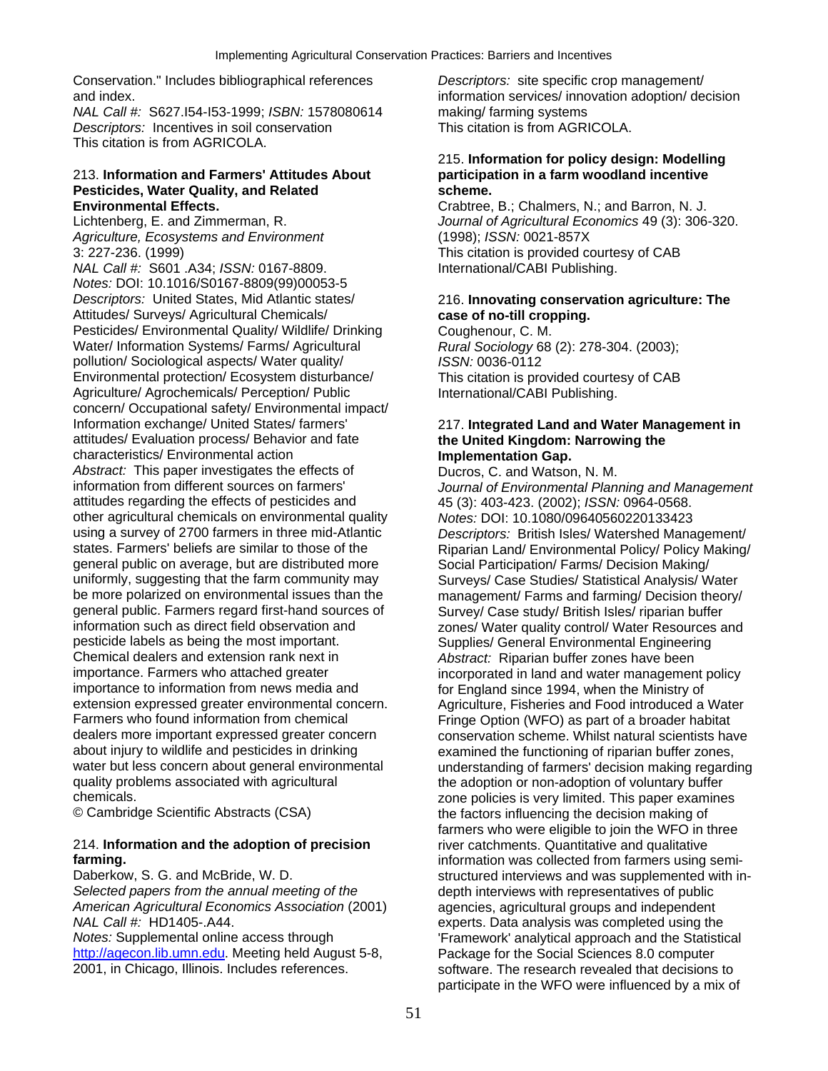Conservation." Includes bibliographical references and index.
*NAL Call #:* S627.I54-I53-1999; *ISBN:* 1578080614
*Descriptors:* Incentives in soil conservation
This citation is from AGRICOLA.

213. **Information and Farmers' Attitudes About Pesticides, Water Quality, and Related Environmental Effects.**
Lichtenberg, E. and Zimmerman, R.
*Agriculture, Ecosystems and Environment* 3: 227-236. (1999)
*NAL Call #:* S601 .A34; *ISSN:* 0167-8809.
*Notes:* DOI: 10.1016/S0167-8809(99)00053-5
*Descriptors:* United States, Mid Atlantic states/ Attitudes/ Surveys/ Agricultural Chemicals/ Pesticides/ Environmental Quality/ Wildlife/ Drinking Water/ Information Systems/ Farms/ Agricultural pollution/ Sociological aspects/ Water quality/ Environmental protection/ Ecosystem disturbance/ Agriculture/ Agrochemicals/ Perception/ Public concern/ Occupational safety/ Environmental impact/ Information exchange/ United States/ farmers' attitudes/ Evaluation process/ Behavior and fate characteristics/ Environmental action
*Abstract:* This paper investigates the effects of information from different sources on farmers' attitudes regarding the effects of pesticides and other agricultural chemicals on environmental quality using a survey of 2700 farmers in three mid-Atlantic states. Farmers' beliefs are similar to those of the general public on average, but are distributed more uniformly, suggesting that the farm community may be more polarized on environmental issues than the general public. Farmers regard first-hand sources of information such as direct field observation and pesticide labels as being the most important. Chemical dealers and extension rank next in importance. Farmers who attached greater importance to information from news media and extension expressed greater environmental concern. Farmers who found information from chemical dealers more important expressed greater concern about injury to wildlife and pesticides in drinking water but less concern about general environmental quality problems associated with agricultural chemicals.
© Cambridge Scientific Abstracts (CSA)

214. **Information and the adoption of precision farming.**
Daberkow, S. G. and McBride, W. D.
*Selected papers from the annual meeting of the American Agricultural Economics Association* (2001)
*NAL Call #:* HD1405-.A44.
*Notes:* Supplemental online access through http://agecon.lib.umn.edu. Meeting held August 5-8, 2001, in Chicago, Illinois. Includes references.
*Descriptors:* site specific crop management/ information services/ innovation adoption/ decision making/ farming systems
This citation is from AGRICOLA.

215. **Information for policy design: Modelling participation in a farm woodland incentive scheme.**
Crabtree, B.; Chalmers, N.; and Barron, N. J.
*Journal of Agricultural Economics* 49 (3): 306-320. (1998); *ISSN:* 0021-857X
This citation is provided courtesy of CAB International/CABI Publishing.

216. **Innovating conservation agriculture: The case of no-till cropping.**
Coughenour, C. M.
*Rural Sociology* 68 (2): 278-304. (2003); *ISSN:* 0036-0112
This citation is provided courtesy of CAB International/CABI Publishing.

217. **Integrated Land and Water Management in the United Kingdom: Narrowing the Implementation Gap.**
Ducros, C. and Watson, N. M.
*Journal of Environmental Planning and Management* 45 (3): 403-423. (2002); *ISSN:* 0964-0568.
*Notes:* DOI: 10.1080/09640560220133423
*Descriptors:* British Isles/ Watershed Management/ Riparian Land/ Environmental Policy/ Policy Making/ Social Participation/ Farms/ Decision Making/ Surveys/ Case Studies/ Statistical Analysis/ Water management/ Farms and farming/ Decision theory/ Survey/ Case study/ British Isles/ riparian buffer zones/ Water quality control/ Water Resources and Supplies/ General Environmental Engineering
*Abstract:* Riparian buffer zones have been incorporated in land and water management policy for England since 1994, when the Ministry of Agriculture, Fisheries and Food introduced a Water Fringe Option (WFO) as part of a broader habitat conservation scheme. Whilst natural scientists have examined the functioning of riparian buffer zones, understanding of farmers' decision making regarding the adoption or non-adoption of voluntary buffer zone policies is very limited. This paper examines the factors influencing the decision making of farmers who were eligible to join the WFO in three river catchments. Quantitative and qualitative information was collected from farmers using semi-structured interviews and was supplemented with in-depth interviews with representatives of public agencies, agricultural groups and independent experts. Data analysis was completed using the 'Framework' analytical approach and the Statistical Package for the Social Sciences 8.0 computer software. The research revealed that decisions to participate in the WFO were influenced by a mix of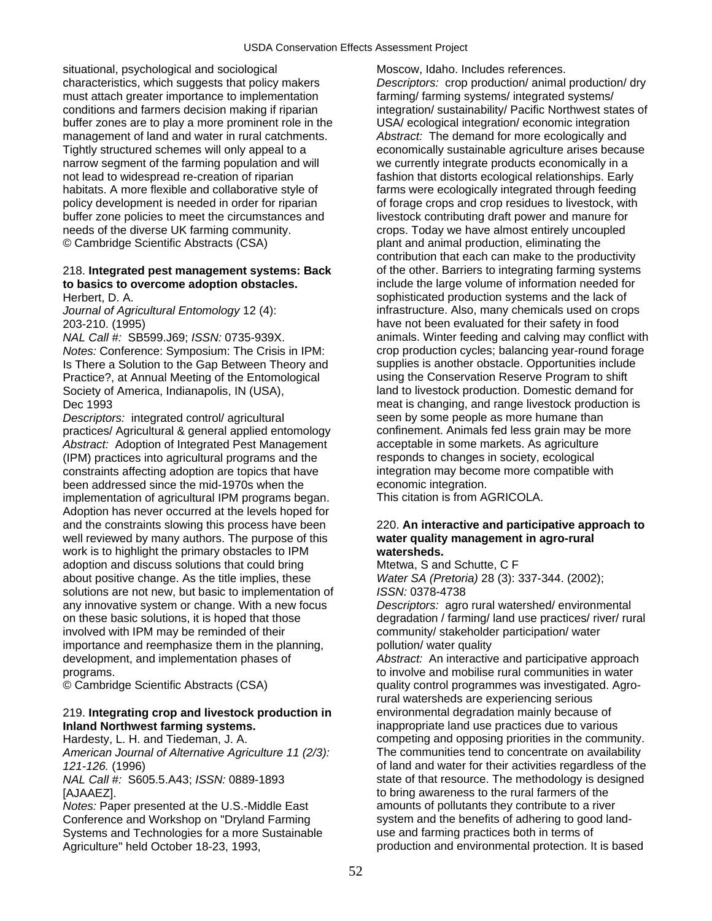situational, psychological and sociological characteristics, which suggests that policy makers must attach greater importance to implementation conditions and farmers decision making if riparian buffer zones are to play a more prominent role in the management of land and water in rural catchments. Tightly structured schemes will only appeal to a narrow segment of the farming population and will not lead to widespread re-creation of riparian habitats. A more flexible and collaborative style of policy development is needed in order for riparian buffer zone policies to meet the circumstances and needs of the diverse UK farming community.
© Cambridge Scientific Abstracts (CSA)

218. **Integrated pest management systems: Back to basics to overcome adoption obstacles.**
Herbert, D. A.
*Journal of Agricultural Entomology* 12 (4): 203-210. (1995)
*NAL Call #:* SB599.J69; *ISSN:* 0735-939X.
*Notes:* Conference: Symposium: The Crisis in IPM: Is There a Solution to the Gap Between Theory and Practice?, at Annual Meeting of the Entomological Society of America, Indianapolis, IN (USA), Dec 1993
*Descriptors:* integrated control/ agricultural practices/ Agricultural & general applied entomology
*Abstract:* Adoption of Integrated Pest Management (IPM) practices into agricultural programs and the constraints affecting adoption are topics that have been addressed since the mid-1970s when the implementation of agricultural IPM programs began. Adoption has never occurred at the levels hoped for and the constraints slowing this process have been well reviewed by many authors. The purpose of this work is to highlight the primary obstacles to IPM adoption and discuss solutions that could bring about positive change. As the title implies, these solutions are not new, but basic to implementation of any innovative system or change. With a new focus on these basic solutions, it is hoped that those involved with IPM may be reminded of their importance and reemphasize them in the planning, development, and implementation phases of programs.
© Cambridge Scientific Abstracts (CSA)

219. **Integrating crop and livestock production in Inland Northwest farming systems.**
Hardesty, L. H. and Tiedeman, J. A.
*American Journal of Alternative Agriculture 11 (2/3): 121-126.* (1996)
*NAL Call #:* S605.5.A43; *ISSN:* 0889-1893 [AJAAEZ].
*Notes:* Paper presented at the U.S.-Middle East Conference and Workshop on "Dryland Farming Systems and Technologies for a more Sustainable Agriculture" held October 18-23, 1993, Moscow, Idaho. Includes references.
*Descriptors:* crop production/ animal production/ dry farming/ farming systems/ integrated systems/ integration/ sustainability/ Pacific Northwest states of USA/ ecological integration/ economic integration
*Abstract:* The demand for more ecologically and economically sustainable agriculture arises because we currently integrate products economically in a fashion that distorts ecological relationships. Early farms were ecologically integrated through feeding of forage crops and crop residues to livestock, with livestock contributing draft power and manure for crops. Today we have almost entirely uncoupled plant and animal production, eliminating the contribution that each can make to the productivity of the other. Barriers to integrating farming systems include the large volume of information needed for sophisticated production systems and the lack of infrastructure. Also, many chemicals used on crops have not been evaluated for their safety in food animals. Winter feeding and calving may conflict with crop production cycles; balancing year-round forage supplies is another obstacle. Opportunities include using the Conservation Reserve Program to shift land to livestock production. Domestic demand for meat is changing, and range livestock production is seen by some people as more humane than confinement. Animals fed less grain may be more acceptable in some markets. As agriculture responds to changes in society, ecological integration may become more compatible with economic integration.
This citation is from AGRICOLA.

220. **An interactive and participative approach to water quality management in agro-rural watersheds.**
Mtetwa, S and Schutte, C F
*Water SA (Pretoria)* 28 (3): 337-344. (2002); *ISSN:* 0378-4738
*Descriptors:* agro rural watershed/ environmental degradation / farming/ land use practices/ river/ rural community/ stakeholder participation/ water pollution/ water quality
*Abstract:* An interactive and participative approach to involve and mobilise rural communities in water quality control programmes was investigated. Agro-rural watersheds are experiencing serious environmental degradation mainly because of inappropriate land use practices due to various competing and opposing priorities in the community. The communities tend to concentrate on availability of land and water for their activities regardless of the state of that resource. The methodology is designed to bring awareness to the rural farmers of the amounts of pollutants they contribute to a river system and the benefits of adhering to good land-use and farming practices both in terms of production and environmental protection. It is based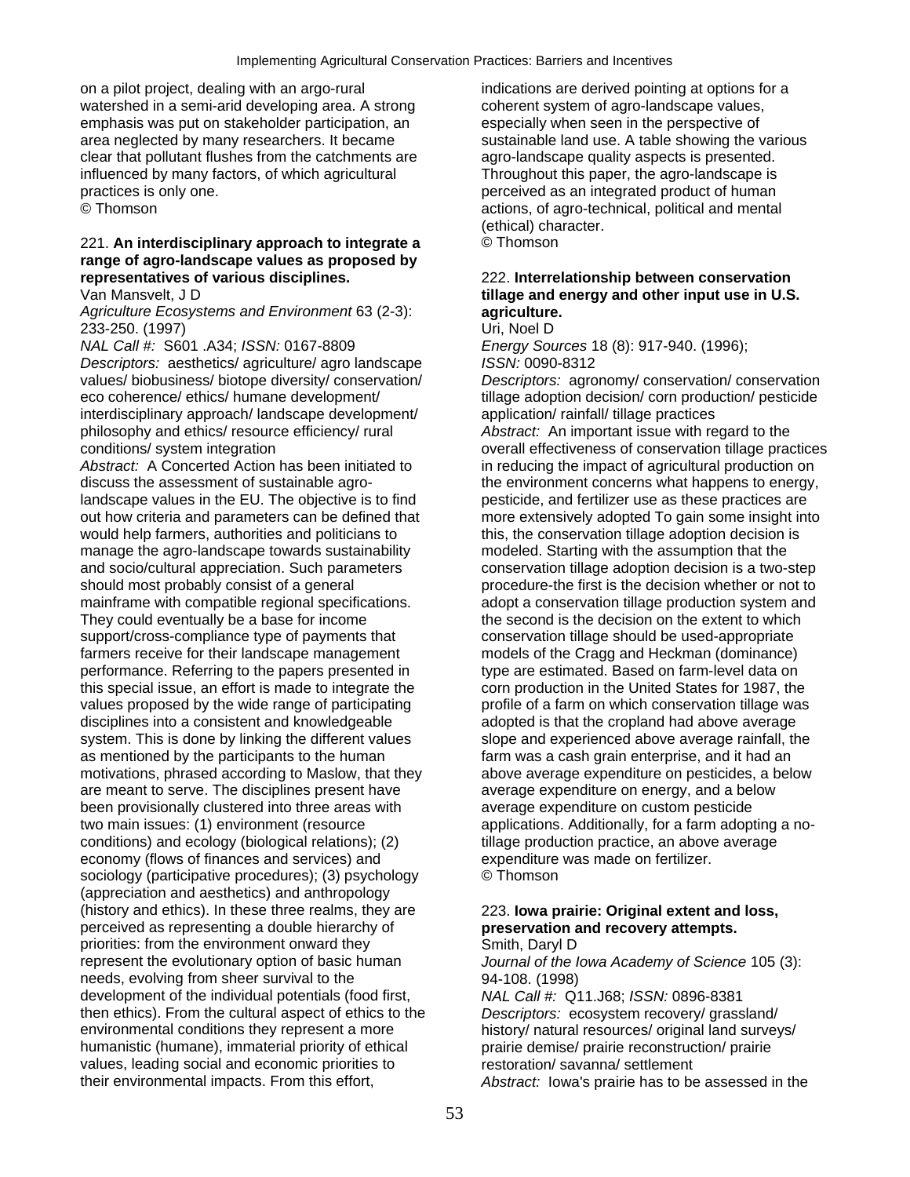on a pilot project, dealing with an argo-rural watershed in a semi-arid developing area. A strong emphasis was put on stakeholder participation, an area neglected by many researchers. It became clear that pollutant flushes from the catchments are influenced by many factors, of which agricultural practices is only one.
© Thomson

221. **An interdisciplinary approach to integrate a range of agro-landscape values as proposed by representatives of various disciplines.**
Van Mansvelt, J D
*Agriculture Ecosystems and Environment* 63 (2-3): 233-250. (1997)
*NAL Call #:* S601 .A34; *ISSN:* 0167-8809
*Descriptors:* aesthetics/ agriculture/ agro landscape values/ biobusiness/ biotope diversity/ conservation/ eco coherence/ ethics/ humane development/ interdisciplinary approach/ landscape development/ philosophy and ethics/ resource efficiency/ rural conditions/ system integration
*Abstract:* A Concerted Action has been initiated to discuss the assessment of sustainable agro-landscape values in the EU. The objective is to find out how criteria and parameters can be defined that would help farmers, authorities and politicians to manage the agro-landscape towards sustainability and socio/cultural appreciation. Such parameters should most probably consist of a general mainframe with compatible regional specifications. They could eventually be a base for income support/cross-compliance type of payments that farmers receive for their landscape management performance. Referring to the papers presented in this special issue, an effort is made to integrate the values proposed by the wide range of participating disciplines into a consistent and knowledgeable system. This is done by linking the different values as mentioned by the participants to the human motivations, phrased according to Maslow, that they are meant to serve. The disciplines present have been provisionally clustered into three areas with two main issues: (1) environment (resource conditions) and ecology (biological relations); (2) economy (flows of finances and services) and sociology (participative procedures); (3) psychology (appreciation and aesthetics) and anthropology (history and ethics). In these three realms, they are perceived as representing a double hierarchy of priorities: from the environment onward they represent the evolutionary option of basic human needs, evolving from sheer survival to the development of the individual potentials (food first, then ethics). From the cultural aspect of ethics to the environmental conditions they represent a more humanistic (humane), immaterial priority of ethical values, leading social and economic priorities to their environmental impacts. From this effort, indications are derived pointing at options for a coherent system of agro-landscape values, especially when seen in the perspective of sustainable land use. A table showing the various agro-landscape quality aspects is presented. Throughout this paper, the agro-landscape is perceived as an integrated product of human actions, of agro-technical, political and mental (ethical) character.
© Thomson

222. **Interrelationship between conservation tillage and energy and other input use in U.S. agriculture.**
Uri, Noel D
*Energy Sources* 18 (8): 917-940. (1996); *ISSN:* 0090-8312
*Descriptors:* agronomy/ conservation/ conservation tillage adoption decision/ corn production/ pesticide application/ rainfall/ tillage practices
*Abstract:* An important issue with regard to the overall effectiveness of conservation tillage practices in reducing the impact of agricultural production on the environment concerns what happens to energy, pesticide, and fertilizer use as these practices are more extensively adopted To gain some insight into this, the conservation tillage adoption decision is modeled. Starting with the assumption that the conservation tillage adoption decision is a two-step procedure-the first is the decision whether or not to adopt a conservation tillage production system and the second is the decision on the extent to which conservation tillage should be used-appropriate models of the Cragg and Heckman (dominance) type are estimated. Based on farm-level data on corn production in the United States for 1987, the profile of a farm on which conservation tillage was adopted is that the cropland had above average slope and experienced above average rainfall, the farm was a cash grain enterprise, and it had an above average expenditure on pesticides, a below average expenditure on energy, and a below average expenditure on custom pesticide applications. Additionally, for a farm adopting a no-tillage production practice, an above average expenditure was made on fertilizer.
© Thomson

223. **Iowa prairie: Original extent and loss, preservation and recovery attempts.**
Smith, Daryl D
*Journal of the Iowa Academy of Science* 105 (3): 94-108. (1998)
*NAL Call #:* Q11.J68; *ISSN:* 0896-8381
*Descriptors:* ecosystem recovery/ grassland/ history/ natural resources/ original land surveys/ prairie demise/ prairie reconstruction/ prairie restoration/ savanna/ settlement
*Abstract:* Iowa's prairie has to be assessed in the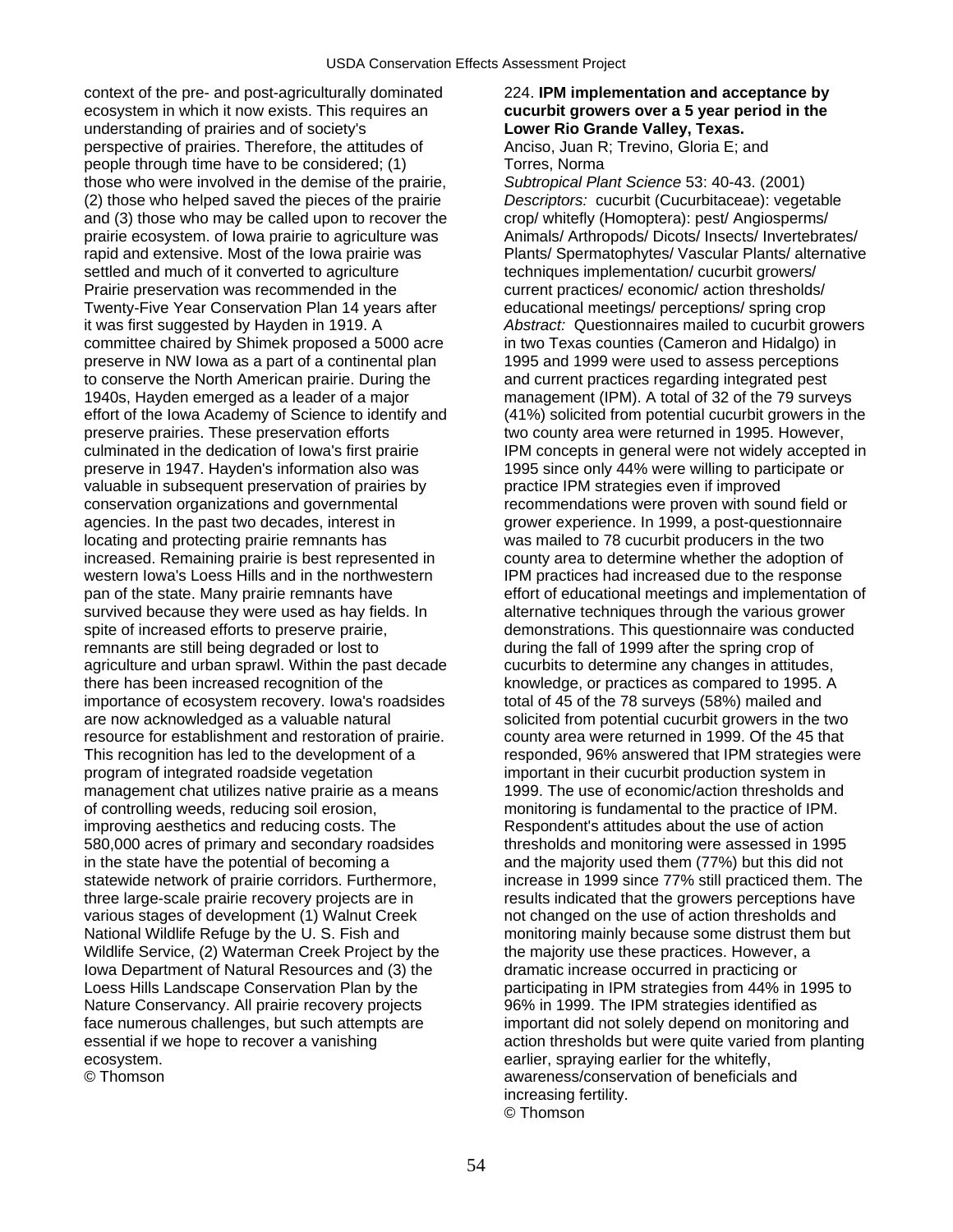context of the pre- and post-agriculturally dominated ecosystem in which it now exists. This requires an understanding of prairies and of society's perspective of prairies. Therefore, the attitudes of people through time have to be considered; (1) those who were involved in the demise of the prairie, (2) those who helped saved the pieces of the prairie and (3) those who may be called upon to recover the prairie ecosystem. of Iowa prairie to agriculture was rapid and extensive. Most of the Iowa prairie was settled and much of it converted to agriculture Prairie preservation was recommended in the Twenty-Five Year Conservation Plan 14 years after it was first suggested by Hayden in 1919. A committee chaired by Shimek proposed a 5000 acre preserve in NW Iowa as a part of a continental plan to conserve the North American prairie. During the 1940s, Hayden emerged as a leader of a major effort of the Iowa Academy of Science to identify and preserve prairies. These preservation efforts culminated in the dedication of Iowa's first prairie preserve in 1947. Hayden's information also was valuable in subsequent preservation of prairies by conservation organizations and governmental agencies. In the past two decades, interest in locating and protecting prairie remnants has increased. Remaining prairie is best represented in western Iowa's Loess Hills and in the northwestern pan of the state. Many prairie remnants have survived because they were used as hay fields. In spite of increased efforts to preserve prairie, remnants are still being degraded or lost to agriculture and urban sprawl. Within the past decade there has been increased recognition of the importance of ecosystem recovery. Iowa's roadsides are now acknowledged as a valuable natural resource for establishment and restoration of prairie. This recognition has led to the development of a program of integrated roadside vegetation management chat utilizes native prairie as a means of controlling weeds, reducing soil erosion, improving aesthetics and reducing costs. The 580,000 acres of primary and secondary roadsides in the state have the potential of becoming a statewide network of prairie corridors. Furthermore, three large-scale prairie recovery projects are in various stages of development (1) Walnut Creek National Wildlife Refuge by the U. S. Fish and Wildlife Service, (2) Waterman Creek Project by the Iowa Department of Natural Resources and (3) the Loess Hills Landscape Conservation Plan by the Nature Conservancy. All prairie recovery projects face numerous challenges, but such attempts are essential if we hope to recover a vanishing ecosystem.

© Thomson

224. **IPM implementation and acceptance by cucurbit growers over a 5 year period in the Lower Rio Grande Valley, Texas.**

Anciso, Juan R; Trevino, Gloria E; and Torres, Norma

*Subtropical Plant Science* 53: 40-43. (2001)

*Descriptors:* cucurbit (Cucurbitaceae): vegetable crop/ whitefly (Homoptera): pest/ Angiosperms/ Animals/ Arthropods/ Dicots/ Insects/ Invertebrates/ Plants/ Spermatophytes/ Vascular Plants/ alternative techniques implementation/ cucurbit growers/ current practices/ economic/ action thresholds/ educational meetings/ perceptions/ spring crop

*Abstract:* Questionnaires mailed to cucurbit growers in two Texas counties (Cameron and Hidalgo) in 1995 and 1999 were used to assess perceptions and current practices regarding integrated pest management (IPM). A total of 32 of the 79 surveys (41%) solicited from potential cucurbit growers in the two county area were returned in 1995. However, IPM concepts in general were not widely accepted in 1995 since only 44% were willing to participate or practice IPM strategies even if improved recommendations were proven with sound field or grower experience. In 1999, a post-questionnaire was mailed to 78 cucurbit producers in the two county area to determine whether the adoption of IPM practices had increased due to the response effort of educational meetings and implementation of alternative techniques through the various grower demonstrations. This questionnaire was conducted during the fall of 1999 after the spring crop of cucurbits to determine any changes in attitudes, knowledge, or practices as compared to 1995. A total of 45 of the 78 surveys (58%) mailed and solicited from potential cucurbit growers in the two county area were returned in 1999. Of the 45 that responded, 96% answered that IPM strategies were important in their cucurbit production system in 1999. The use of economic/action thresholds and monitoring is fundamental to the practice of IPM. Respondent's attitudes about the use of action thresholds and monitoring were assessed in 1995 and the majority used them (77%) but this did not increase in 1999 since 77% still practiced them. The results indicated that the growers perceptions have not changed on the use of action thresholds and monitoring mainly because some distrust them but the majority use these practices. However, a dramatic increase occurred in practicing or participating in IPM strategies from 44% in 1995 to 96% in 1999. The IPM strategies identified as important did not solely depend on monitoring and action thresholds but were quite varied from planting earlier, spraying earlier for the whitefly, awareness/conservation of beneficials and increasing fertility.

© Thomson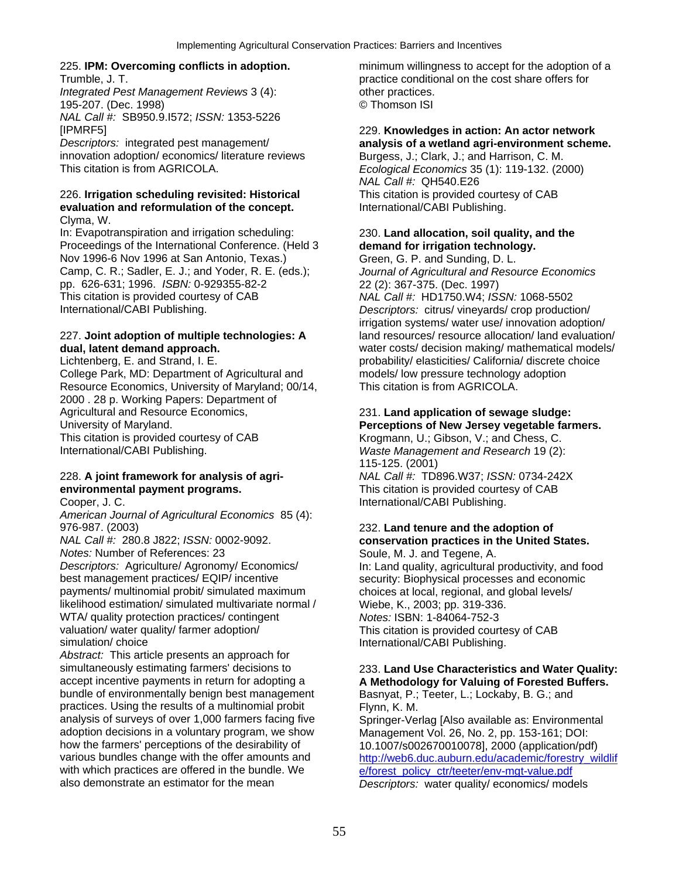225. **IPM: Overcoming conflicts in adoption.**
Trumble, J. T.
*Integrated Pest Management Reviews* 3 (4): 195-207. (Dec. 1998)
*NAL Call #:* SB950.9.I572; *ISSN:* 1353-5226 [IPMRF5]
*Descriptors:* integrated pest management/ innovation adoption/ economics/ literature reviews
This citation is from AGRICOLA.

226. **Irrigation scheduling revisited: Historical evaluation and reformulation of the concept.**
Clyma, W.
In: Evapotranspiration and irrigation scheduling: Proceedings of the International Conference. (Held 3 Nov 1996-6 Nov 1996 at San Antonio, Texas.) Camp, C. R.; Sadler, E. J.; and Yoder, R. E. (eds.); pp. 626-631; 1996. *ISBN:* 0-929355-82-2
This citation is provided courtesy of CAB International/CABI Publishing.

227. **Joint adoption of multiple technologies: A dual, latent demand approach.**
Lichtenberg, E. and Strand, I. E.
College Park, MD: Department of Agricultural and Resource Economics, University of Maryland; 00/14, 2000 . 28 p. Working Papers: Department of Agricultural and Resource Economics, University of Maryland.
This citation is provided courtesy of CAB International/CABI Publishing.

228. **A joint framework for analysis of agri-environmental payment programs.**
Cooper, J. C.
*American Journal of Agricultural Economics* 85 (4): 976-987. (2003)
*NAL Call #:* 280.8 J822; *ISSN:* 0002-9092.
*Notes:* Number of References: 23
*Descriptors:* Agriculture/ Agronomy/ Economics/ best management practices/ EQIP/ incentive payments/ multinomial probit/ simulated maximum likelihood estimation/ simulated multivariate normal / WTA/ quality protection practices/ contingent valuation/ water quality/ farmer adoption/ simulation/ choice
*Abstract:* This article presents an approach for simultaneously estimating farmers' decisions to accept incentive payments in return for adopting a bundle of environmentally benign best management practices. Using the results of a multinomial probit analysis of surveys of over 1,000 farmers facing five adoption decisions in a voluntary program, we show how the farmers' perceptions of the desirability of various bundles change with the offer amounts and with which practices are offered in the bundle. We also demonstrate an estimator for the mean minimum willingness to accept for the adoption of a practice conditional on the cost share offers for other practices.
© Thomson ISI

229. **Knowledges in action: An actor network analysis of a wetland agri-environment scheme.**
Burgess, J.; Clark, J.; and Harrison, C. M.
*Ecological Economics* 35 (1): 119-132. (2000)
*NAL Call #:* QH540.E26
This citation is provided courtesy of CAB International/CABI Publishing.

230. **Land allocation, soil quality, and the demand for irrigation technology.**
Green, G. P. and Sunding, D. L.
*Journal of Agricultural and Resource Economics* 22 (2): 367-375. (Dec. 1997)
*NAL Call #:* HD1750.W4; *ISSN:* 1068-5502
*Descriptors:* citrus/ vineyards/ crop production/ irrigation systems/ water use/ innovation adoption/ land resources/ resource allocation/ land evaluation/ water costs/ decision making/ mathematical models/ probability/ elasticities/ California/ discrete choice models/ low pressure technology adoption
This citation is from AGRICOLA.

231. **Land application of sewage sludge: Perceptions of New Jersey vegetable farmers.**
Krogmann, U.; Gibson, V.; and Chess, C.
*Waste Management and Research* 19 (2): 115-125. (2001)
*NAL Call #:* TD896.W37; *ISSN:* 0734-242X
This citation is provided courtesy of CAB International/CABI Publishing.

232. **Land tenure and the adoption of conservation practices in the United States.**
Soule, M. J. and Tegene, A.
In: Land quality, agricultural productivity, and food security: Biophysical processes and economic choices at local, regional, and global levels/ Wiebe, K., 2003; pp. 319-336.
*Notes:* ISBN: 1-84064-752-3
This citation is provided courtesy of CAB International/CABI Publishing.

233. **Land Use Characteristics and Water Quality: A Methodology for Valuing of Forested Buffers.**
Basnyat, P.; Teeter, L.; Lockaby, B. G.; and Flynn, K. M.
Springer-Verlag [Also available as: Environmental Management Vol. 26, No. 2, pp. 153-161; DOI: 10.1007/s002670010078], 2000 (application/pdf)
http://web6.duc.auburn.edu/academic/forestry_wildlife/forest_policy_ctr/teeter/env-mgt-value.pdf
*Descriptors:* water quality/ economics/ models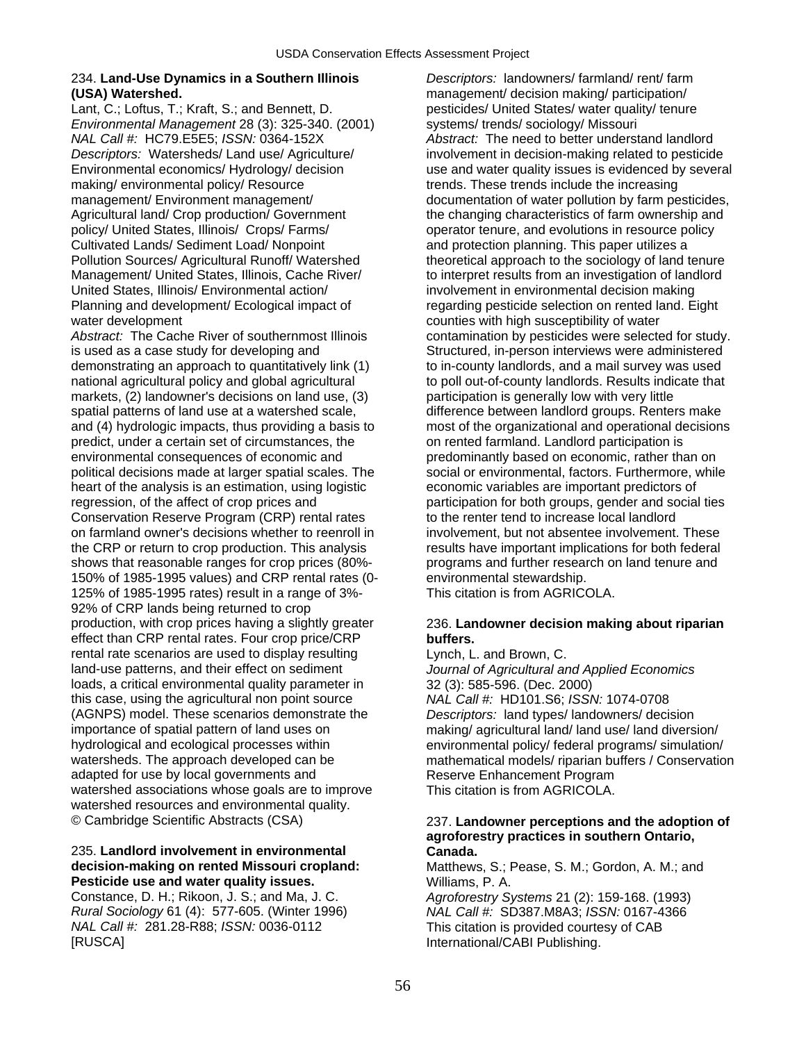**234. Land-Use Dynamics in a Southern Illinois (USA) Watershed.**
Lant, C.; Loftus, T.; Kraft, S.; and Bennett, D.
*Environmental Management* 28 (3): 325-340. (2001)
*NAL Call #:* HC79.E5E5; *ISSN:* 0364-152X
*Descriptors:* Watersheds/ Land use/ Agriculture/ Environmental economics/ Hydrology/ decision making/ environmental policy/ Resource management/ Environment management/ Agricultural land/ Crop production/ Government policy/ United States, Illinois/ Crops/ Farms/ Cultivated Lands/ Sediment Load/ Nonpoint Pollution Sources/ Agricultural Runoff/ Watershed Management/ United States, Illinois, Cache River/ United States, Illinois/ Environmental action/ Planning and development/ Ecological impact of water development
*Abstract:* The Cache River of southernmost Illinois is used as a case study for developing and demonstrating an approach to quantitatively link (1) national agricultural policy and global agricultural markets, (2) landowner's decisions on land use, (3) spatial patterns of land use at a watershed scale, and (4) hydrologic impacts, thus providing a basis to predict, under a certain set of circumstances, the environmental consequences of economic and political decisions made at larger spatial scales. The heart of the analysis is an estimation, using logistic regression, of the affect of crop prices and Conservation Reserve Program (CRP) rental rates on farmland owner's decisions whether to reenroll in the CRP or return to crop production. This analysis shows that reasonable ranges for crop prices (80%-150% of 1985-1995 values) and CRP rental rates (0-125% of 1985-1995 rates) result in a range of 3%-92% of CRP lands being returned to crop production, with crop prices having a slightly greater effect than CRP rental rates. Four crop price/CRP rental rate scenarios are used to display resulting land-use patterns, and their effect on sediment loads, a critical environmental quality parameter in this case, using the agricultural non point source (AGNPS) model. These scenarios demonstrate the importance of spatial pattern of land uses on hydrological and ecological processes within watersheds. The approach developed can be adapted for use by local governments and watershed associations whose goals are to improve watershed resources and environmental quality.
© Cambridge Scientific Abstracts (CSA)

**235. Landlord involvement in environmental decision-making on rented Missouri cropland: Pesticide use and water quality issues.**
Constance, D. H.; Rikoon, J. S.; and Ma, J. C.
*Rural Sociology* 61 (4): 577-605. (Winter 1996)
*NAL Call #:* 281.28-R88; *ISSN:* 0036-0112 [RUSCA]
*Descriptors:* landowners/ farmland/ rent/ farm management/ decision making/ participation/ pesticides/ United States/ water quality/ tenure systems/ trends/ sociology/ Missouri
*Abstract:* The need to better understand landlord involvement in decision-making related to pesticide use and water quality issues is evidenced by several trends. These trends include the increasing documentation of water pollution by farm pesticides, the changing characteristics of farm ownership and operator tenure, and evolutions in resource policy and protection planning. This paper utilizes a theoretical approach to the sociology of land tenure to interpret results from an investigation of landlord involvement in environmental decision making regarding pesticide selection on rented land. Eight counties with high susceptibility of water contamination by pesticides were selected for study. Structured, in-person interviews were administered to in-county landlords, and a mail survey was used to poll out-of-county landlords. Results indicate that participation is generally low with very little difference between landlord groups. Renters make most of the organizational and operational decisions on rented farmland. Landlord participation is predominantly based on economic, rather than on social or environmental, factors. Furthermore, while economic variables are important predictors of participation for both groups, gender and social ties to the renter tend to increase local landlord involvement, but not absentee involvement. These results have important implications for both federal programs and further research on land tenure and environmental stewardship.
This citation is from AGRICOLA.

**236. Landowner decision making about riparian buffers.**
Lynch, L. and Brown, C.
*Journal of Agricultural and Applied Economics* 32 (3): 585-596. (Dec. 2000)
*NAL Call #:* HD101.S6; *ISSN:* 1074-0708
*Descriptors:* land types/ landowners/ decision making/ agricultural land/ land use/ land diversion/ environmental policy/ federal programs/ simulation/ mathematical models/ riparian buffers / Conservation Reserve Enhancement Program
This citation is from AGRICOLA.

**237. Landowner perceptions and the adoption of agroforestry practices in southern Ontario, Canada.**
Matthews, S.; Pease, S. M.; Gordon, A. M.; and Williams, P. A.
*Agroforestry Systems* 21 (2): 159-168. (1993)
*NAL Call #:* SD387.M8A3; *ISSN:* 0167-4366
This citation is provided courtesy of CAB International/CABI Publishing.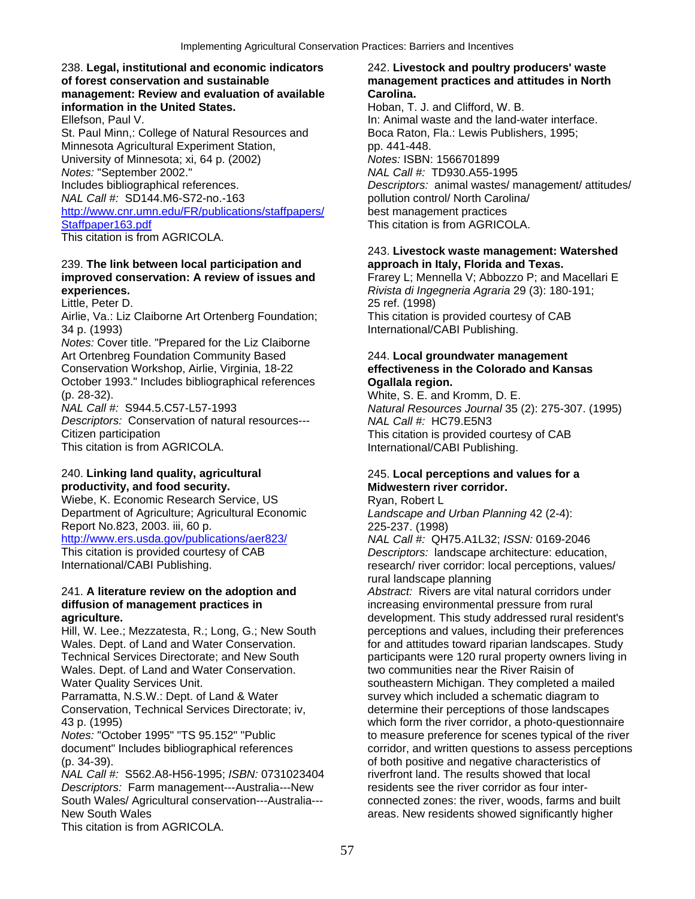238. **Legal, institutional and economic indicators of forest conservation and sustainable management: Review and evaluation of available information in the United States.**
Ellefson, Paul V.
St. Paul Minn,: College of Natural Resources and Minnesota Agricultural Experiment Station, University of Minnesota; xi, 64 p. (2002)
*Notes:* "September 2002."
Includes bibliographical references.
*NAL Call #:* SD144.M6-S72-no.-163
http://www.cnr.umn.edu/FR/publications/staffpapers/Staffpaper163.pdf
This citation is from AGRICOLA.

239. **The link between local participation and improved conservation: A review of issues and experiences.**
Little, Peter D.
Airlie, Va.: Liz Claiborne Art Ortenberg Foundation; 34 p. (1993)
*Notes:* Cover title. "Prepared for the Liz Claiborne Art Ortenbreg Foundation Community Based Conservation Workshop, Airlie, Virginia, 18-22 October 1993." Includes bibliographical references (p. 28-32).
*NAL Call #:* S944.5.C57-L57-1993
*Descriptors:* Conservation of natural resources---Citizen participation
This citation is from AGRICOLA.

240. **Linking land quality, agricultural productivity, and food security.**
Wiebe, K. Economic Research Service, US Department of Agriculture; Agricultural Economic Report No.823, 2003. iii, 60 p.
http://www.ers.usda.gov/publications/aer823/
This citation is provided courtesy of CAB International/CABI Publishing.

241. **A literature review on the adoption and diffusion of management practices in agriculture.**
Hill, W. Lee.; Mezzatesta, R.; Long, G.; New South Wales. Dept. of Land and Water Conservation. Technical Services Directorate; and New South Wales. Dept. of Land and Water Conservation. Water Quality Services Unit.
Parramatta, N.S.W.: Dept. of Land & Water Conservation, Technical Services Directorate; iv, 43 p. (1995)
*Notes:* "October 1995" "TS 95.152" "Public document" Includes bibliographical references (p. 34-39).
*NAL Call #:* S562.A8-H56-1995; *ISBN:* 0731023404
*Descriptors:* Farm management---Australia---New South Wales/ Agricultural conservation---Australia---New South Wales
This citation is from AGRICOLA.

242. **Livestock and poultry producers' waste management practices and attitudes in North Carolina.**
Hoban, T. J. and Clifford, W. B.
In: Animal waste and the land-water interface. Boca Raton, Fla.: Lewis Publishers, 1995; pp. 441-448.
*Notes:* ISBN: 1566701899
*NAL Call #:* TD930.A55-1995
*Descriptors:* animal wastes/ management/ attitudes/ pollution control/ North Carolina/ best management practices
This citation is from AGRICOLA.

243. **Livestock waste management: Watershed approach in Italy, Florida and Texas.**
Frarey L; Mennella V; Abbozzo P; and Macellari E
*Rivista di Ingegneria Agraria* 29 (3): 180-191; 25 ref. (1998)
This citation is provided courtesy of CAB International/CABI Publishing.

244. **Local groundwater management effectiveness in the Colorado and Kansas Ogallala region.**
White, S. E. and Kromm, D. E.
*Natural Resources Journal* 35 (2): 275-307. (1995)
*NAL Call #:* HC79.E5N3
This citation is provided courtesy of CAB International/CABI Publishing.

245. **Local perceptions and values for a Midwestern river corridor.**
Ryan, Robert L
*Landscape and Urban Planning* 42 (2-4): 225-237. (1998)
*NAL Call #:* QH75.A1L32; *ISSN:* 0169-2046
*Descriptors:* landscape architecture: education, research/ river corridor: local perceptions, values/ rural landscape planning
*Abstract:* Rivers are vital natural corridors under increasing environmental pressure from rural development. This study addressed rural resident's perceptions and values, including their preferences for and attitudes toward riparian landscapes. Study participants were 120 rural property owners living in two communities near the River Raisin of southeastern Michigan. They completed a mailed survey which included a schematic diagram to determine their perceptions of those landscapes which form the river corridor, a photo-questionnaire to measure preference for scenes typical of the river corridor, and written questions to assess perceptions of both positive and negative characteristics of riverfront land. The results showed that local residents see the river corridor as four inter-connected zones: the river, woods, farms and built areas. New residents showed significantly higher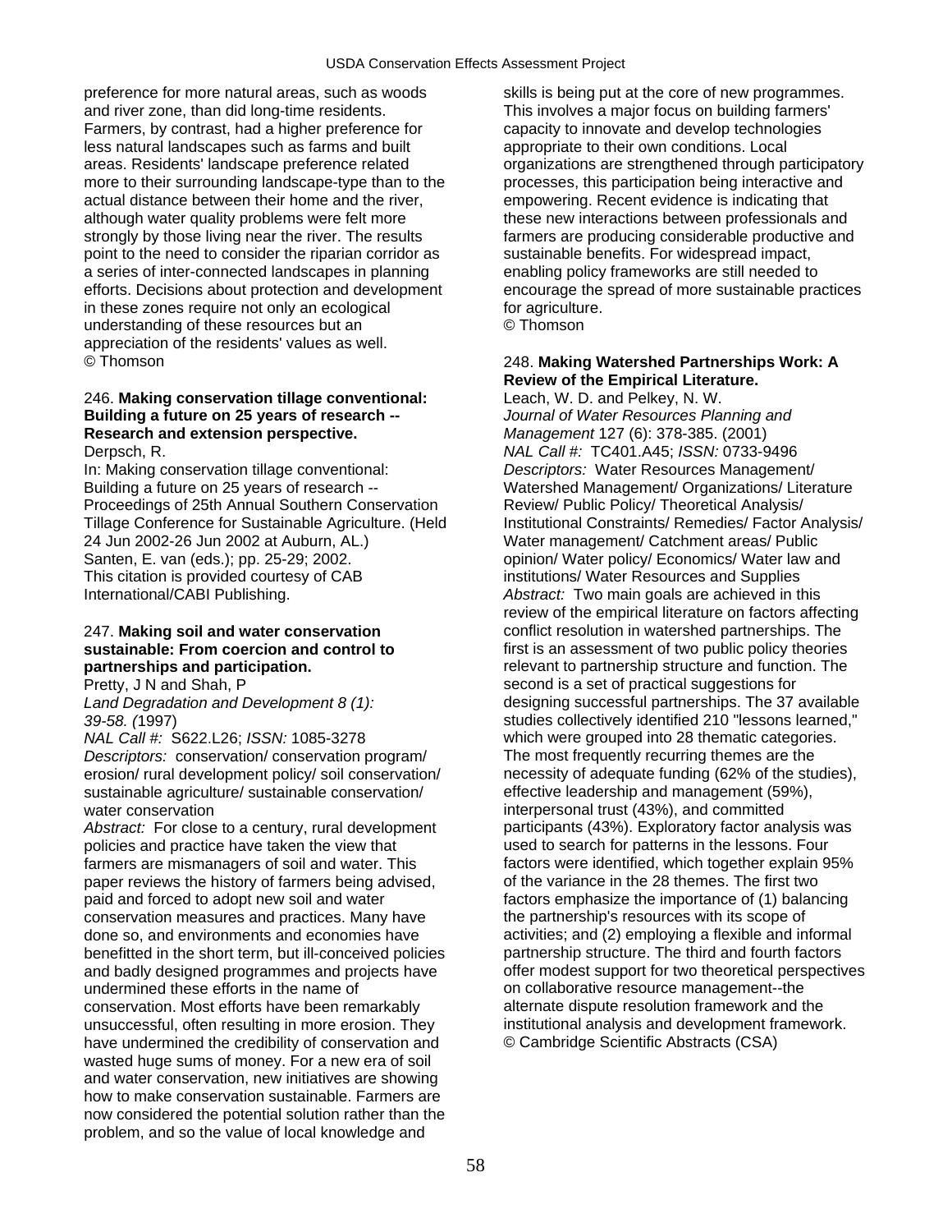preference for more natural areas, such as woods and river zone, than did long-time residents. Farmers, by contrast, had a higher preference for less natural landscapes such as farms and built areas. Residents' landscape preference related more to their surrounding landscape-type than to the actual distance between their home and the river, although water quality problems were felt more strongly by those living near the river. The results point to the need to consider the riparian corridor as a series of inter-connected landscapes in planning efforts. Decisions about protection and development in these zones require not only an ecological understanding of these resources but an appreciation of the residents' values as well.
© Thomson

246. **Making conservation tillage conventional: Building a future on 25 years of research -- Research and extension perspective.**
Derpsch, R.
In: Making conservation tillage conventional: Building a future on 25 years of research -- Proceedings of 25th Annual Southern Conservation Tillage Conference for Sustainable Agriculture. (Held 24 Jun 2002-26 Jun 2002 at Auburn, AL.) Santen, E. van (eds.); pp. 25-29; 2002.
This citation is provided courtesy of CAB International/CABI Publishing.

247. **Making soil and water conservation sustainable: From coercion and control to partnerships and participation.**
Pretty, J N and Shah, P
*Land Degradation and Development 8 (1): 39-58. (*1997)
*NAL Call #:* S622.L26; *ISSN:* 1085-3278
*Descriptors:* conservation/ conservation program/ erosion/ rural development policy/ soil conservation/ sustainable agriculture/ sustainable conservation/ water conservation
*Abstract:* For close to a century, rural development policies and practice have taken the view that farmers are mismanagers of soil and water. This paper reviews the history of farmers being advised, paid and forced to adopt new soil and water conservation measures and practices. Many have done so, and environments and economies have benefitted in the short term, but ill-conceived policies and badly designed programmes and projects have undermined these efforts in the name of conservation. Most efforts have been remarkably unsuccessful, often resulting in more erosion. They have undermined the credibility of conservation and wasted huge sums of money. For a new era of soil and water conservation, new initiatives are showing how to make conservation sustainable. Farmers are now considered the potential solution rather than the problem, and so the value of local knowledge and skills is being put at the core of new programmes. This involves a major focus on building farmers' capacity to innovate and develop technologies appropriate to their own conditions. Local organizations are strengthened through participatory processes, this participation being interactive and empowering. Recent evidence is indicating that these new interactions between professionals and farmers are producing considerable productive and sustainable benefits. For widespread impact, enabling policy frameworks are still needed to encourage the spread of more sustainable practices for agriculture.
© Thomson

248. **Making Watershed Partnerships Work: A Review of the Empirical Literature.**
Leach, W. D. and Pelkey, N. W.
*Journal of Water Resources Planning and Management* 127 (6): 378-385. (2001)
*NAL Call #:* TC401.A45; *ISSN:* 0733-9496
*Descriptors:* Water Resources Management/ Watershed Management/ Organizations/ Literature Review/ Public Policy/ Theoretical Analysis/ Institutional Constraints/ Remedies/ Factor Analysis/ Water management/ Catchment areas/ Public opinion/ Water policy/ Economics/ Water law and institutions/ Water Resources and Supplies
*Abstract:* Two main goals are achieved in this review of the empirical literature on factors affecting conflict resolution in watershed partnerships. The first is an assessment of two public policy theories relevant to partnership structure and function. The second is a set of practical suggestions for designing successful partnerships. The 37 available studies collectively identified 210 "lessons learned," which were grouped into 28 thematic categories. The most frequently recurring themes are the necessity of adequate funding (62% of the studies), effective leadership and management (59%), interpersonal trust (43%), and committed participants (43%). Exploratory factor analysis was used to search for patterns in the lessons. Four factors were identified, which together explain 95% of the variance in the 28 themes. The first two factors emphasize the importance of (1) balancing the partnership's resources with its scope of activities; and (2) employing a flexible and informal partnership structure. The third and fourth factors offer modest support for two theoretical perspectives on collaborative resource management--the alternate dispute resolution framework and the institutional analysis and development framework.
© Cambridge Scientific Abstracts (CSA)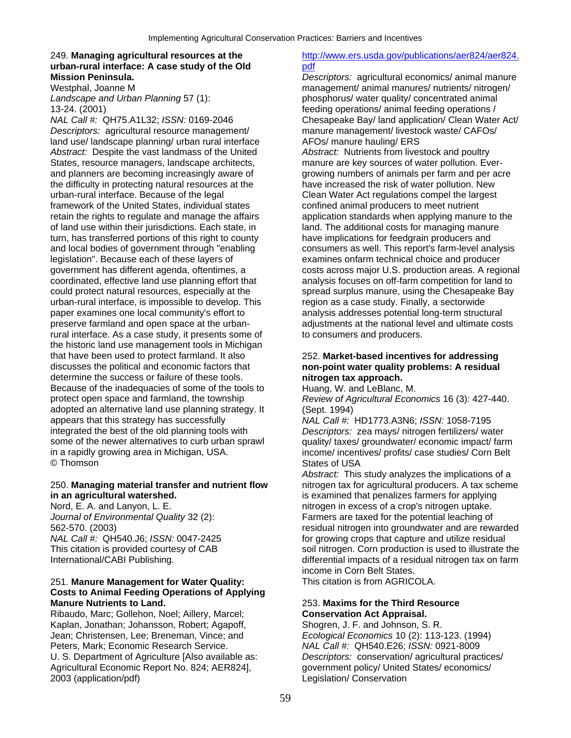249. **Managing agricultural resources at the urban-rural interface: A case study of the Old Mission Peninsula.**
Westphal, Joanne M
*Landscape and Urban Planning* 57 (1): 13-24. (2001)
*NAL Call #:* QH75.A1L32; *ISSN:* 0169-2046
*Descriptors:* agricultural resource management/ land use/ landscape planning/ urban rural interface
*Abstract:* Despite the vast landmass of the United States, resource managers, landscape architects, and planners are becoming increasingly aware of the difficulty in protecting natural resources at the urban-rural interface. Because of the legal framework of the United States, individual states retain the rights to regulate and manage the affairs of land use within their jurisdictions. Each state, in turn, has transferred portions of this right to county and local bodies of government through "enabling legislation". Because each of these layers of government has different agenda, oftentimes, a coordinated, effective land use planning effort that could protect natural resources, especially at the urban-rural interface, is impossible to develop. This paper examines one local community's effort to preserve farmland and open space at the urban-rural interface. As a case study, it presents some of the historic land use management tools in Michigan that have been used to protect farmland. It also discusses the political and economic factors that determine the success or failure of these tools. Because of the inadequacies of some of the tools to protect open space and farmland, the township adopted an alternative land use planning strategy. It appears that this strategy has successfully integrated the best of the old planning tools with some of the newer alternatives to curb urban sprawl in a rapidly growing area in Michigan, USA.
© Thomson

250. **Managing material transfer and nutrient flow in an agricultural watershed.**
Nord, E. A. and Lanyon, L. E.
*Journal of Environmental Quality* 32 (2): 562-570. (2003)
*NAL Call #:* QH540.J6; *ISSN:* 0047-2425
This citation is provided courtesy of CAB International/CABI Publishing.

251. **Manure Management for Water Quality: Costs to Animal Feeding Operations of Applying Manure Nutrients to Land.**
Ribaudo, Marc; Gollehon, Noel; Aillery, Marcel; Kaplan, Jonathan; Johansson, Robert; Agapoff, Jean; Christensen, Lee; Breneman, Vince; and Peters, Mark; Economic Research Service. U. S. Department of Agriculture [Also available as: Agricultural Economic Report No. 824; AER824], 2003 (application/pdf)
http://www.ers.usda.gov/publications/aer824/aer824.pdf
*Descriptors:* agricultural economics/ animal manure management/ animal manures/ nutrients/ nitrogen/ phosphorus/ water quality/ concentrated animal feeding operations/ animal feeding operations / Chesapeake Bay/ land application/ Clean Water Act/ manure management/ livestock waste/ CAFOs/ AFOs/ manure hauling/ ERS
*Abstract:* Nutrients from livestock and poultry manure are key sources of water pollution. Ever-growing numbers of animals per farm and per acre have increased the risk of water pollution. New Clean Water Act regulations compel the largest confined animal producers to meet nutrient application standards when applying manure to the land. The additional costs for managing manure have implications for feedgrain producers and consumers as well. This report's farm-level analysis examines onfarm technical choice and producer costs across major U.S. production areas. A regional analysis focuses on off-farm competition for land to spread surplus manure, using the Chesapeake Bay region as a case study. Finally, a sectorwide analysis addresses potential long-term structural adjustments at the national level and ultimate costs to consumers and producers.

252. **Market-based incentives for addressing non-point water quality problems: A residual nitrogen tax approach.**
Huang, W. and LeBlanc, M.
*Review of Agricultural Economics* 16 (3): 427-440. (Sept. 1994)
*NAL Call #:* HD1773.A3N6; *ISSN:* 1058-7195
*Descriptors:* zea mays/ nitrogen fertilizers/ water quality/ taxes/ groundwater/ economic impact/ farm income/ incentives/ profits/ case studies/ Corn Belt States of USA
*Abstract:* This study analyzes the implications of a nitrogen tax for agricultural producers. A tax scheme is examined that penalizes farmers for applying nitrogen in excess of a crop's nitrogen uptake. Farmers are taxed for the potential leaching of residual nitrogen into groundwater and are rewarded for growing crops that capture and utilize residual soil nitrogen. Corn production is used to illustrate the differential impacts of a residual nitrogen tax on farm income in Corn Belt States.
This citation is from AGRICOLA.

253. **Maxims for the Third Resource Conservation Act Appraisal.**
Shogren, J. F. and Johnson, S. R.
*Ecological Economics* 10 (2): 113-123. (1994)
*NAL Call #:* QH540.E26; *ISSN:* 0921-8009
*Descriptors:* conservation/ agricultural practices/ government policy/ United States/ economics/ Legislation/ Conservation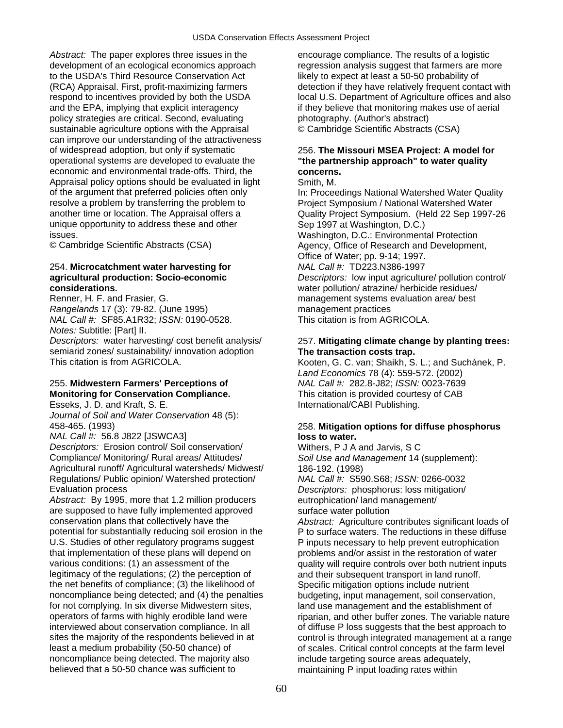*Abstract:* The paper explores three issues in the development of an ecological economics approach to the USDA's Third Resource Conservation Act (RCA) Appraisal. First, profit-maximizing farmers respond to incentives provided by both the USDA and the EPA, implying that explicit interagency policy strategies are critical. Second, evaluating sustainable agriculture options with the Appraisal can improve our understanding of the attractiveness of widespread adoption, but only if systematic operational systems are developed to evaluate the economic and environmental trade-offs. Third, the Appraisal policy options should be evaluated in light of the argument that preferred policies often only resolve a problem by transferring the problem to another time or location. The Appraisal offers a unique opportunity to address these and other issues.
© Cambridge Scientific Abstracts (CSA)

254. **Microcatchment water harvesting for agricultural production: Socio-economic considerations.**
Renner, H. F. and Frasier, G.
*Rangelands* 17 (3): 79-82. (June 1995)
*NAL Call #:* SF85.A1R32; *ISSN:* 0190-0528.
*Notes:* Subtitle: [Part] II.
*Descriptors:* water harvesting/ cost benefit analysis/ semiarid zones/ sustainability/ innovation adoption
This citation is from AGRICOLA.

255. **Midwestern Farmers' Perceptions of Monitoring for Conservation Compliance.**
Esseks, J. D. and Kraft, S. E.
*Journal of Soil and Water Conservation* 48 (5): 458-465. (1993)
*NAL Call #:* 56.8 J822 [JSWCA3]
*Descriptors:* Erosion control/ Soil conservation/ Compliance/ Monitoring/ Rural areas/ Attitudes/ Agricultural runoff/ Agricultural watersheds/ Midwest/ Regulations/ Public opinion/ Watershed protection/ Evaluation process
*Abstract:* By 1995, more that 1.2 million producers are supposed to have fully implemented approved conservation plans that collectively have the potential for substantially reducing soil erosion in the U.S. Studies of other regulatory programs suggest that implementation of these plans will depend on various conditions: (1) an assessment of the legitimacy of the regulations; (2) the perception of the net benefits of compliance; (3) the likelihood of noncompliance being detected; and (4) the penalties for not complying. In six diverse Midwestern sites, operators of farms with highly erodible land were interviewed about conservation compliance. In all sites the majority of the respondents believed in at least a medium probability (50-50 chance) of noncompliance being detected. The majority also believed that a 50-50 chance was sufficient to encourage compliance. The results of a logistic regression analysis suggest that farmers are more likely to expect at least a 50-50 probability of detection if they have relatively frequent contact with local U.S. Department of Agriculture offices and also if they believe that monitoring makes use of aerial photography. (Author's abstract)
© Cambridge Scientific Abstracts (CSA)

256. **The Missouri MSEA Project: A model for "the partnership approach" to water quality concerns.**
Smith, M.
In: Proceedings National Watershed Water Quality Project Symposium / National Watershed Water Quality Project Symposium. (Held 22 Sep 1997-26 Sep 1997 at Washington, D.C.)
Washington, D.C.: Environmental Protection Agency, Office of Research and Development, Office of Water; pp. 9-14; 1997.
*NAL Call #:* TD223.N386-1997
*Descriptors:* low input agriculture/ pollution control/ water pollution/ atrazine/ herbicide residues/ management systems evaluation area/ best management practices
This citation is from AGRICOLA.

257. **Mitigating climate change by planting trees: The transaction costs trap.**
Kooten, G. C. van; Shaikh, S. L.; and Suchánek, P.
*Land Economics* 78 (4): 559-572. (2002)
*NAL Call #:* 282.8-J82; *ISSN:* 0023-7639
This citation is provided courtesy of CAB International/CABI Publishing.

258. **Mitigation options for diffuse phosphorus loss to water.**
Withers, P J A and Jarvis, S C
*Soil Use and Management* 14 (supplement): 186-192. (1998)
*NAL Call #:* S590.S68; *ISSN:* 0266-0032
*Descriptors:* phosphorus: loss mitigation/ eutrophication/ land management/ surface water pollution
*Abstract:* Agriculture contributes significant loads of P to surface waters. The reductions in these diffuse P inputs necessary to help prevent eutrophication problems and/or assist in the restoration of water quality will require controls over both nutrient inputs and their subsequent transport in land runoff. Specific mitigation options include nutrient budgeting, input management, soil conservation, land use management and the establishment of riparian, and other buffer zones. The variable nature of diffuse P loss suggests that the best approach to control is through integrated management at a range of scales. Critical control concepts at the farm level include targeting source areas adequately, maintaining P input loading rates within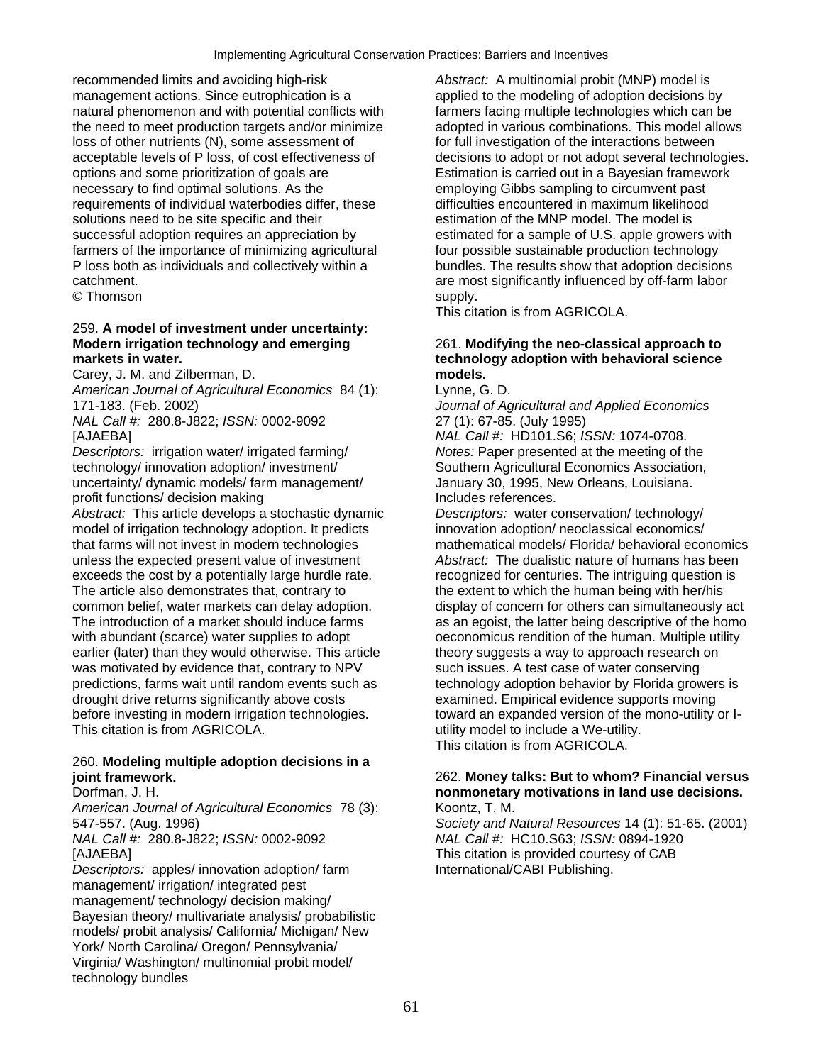recommended limits and avoiding high-risk management actions. Since eutrophication is a natural phenomenon and with potential conflicts with the need to meet production targets and/or minimize loss of other nutrients (N), some assessment of acceptable levels of P loss, of cost effectiveness of options and some prioritization of goals are necessary to find optimal solutions. As the requirements of individual waterbodies differ, these solutions need to be site specific and their successful adoption requires an appreciation by farmers of the importance of minimizing agricultural P loss both as individuals and collectively within a catchment.
© Thomson

259. **A model of investment under uncertainty: Modern irrigation technology and emerging markets in water.**
Carey, J. M. and Zilberman, D.
*American Journal of Agricultural Economics* 84 (1): 171-183. (Feb. 2002)
*NAL Call #:* 280.8-J822; *ISSN:* 0002-9092 [AJAEBA]
*Descriptors:* irrigation water/ irrigated farming/ technology/ innovation adoption/ investment/ uncertainty/ dynamic models/ farm management/ profit functions/ decision making
*Abstract:* This article develops a stochastic dynamic model of irrigation technology adoption. It predicts that farms will not invest in modern technologies unless the expected present value of investment exceeds the cost by a potentially large hurdle rate. The article also demonstrates that, contrary to common belief, water markets can delay adoption. The introduction of a market should induce farms with abundant (scarce) water supplies to adopt earlier (later) than they would otherwise. This article was motivated by evidence that, contrary to NPV predictions, farms wait until random events such as drought drive returns significantly above costs before investing in modern irrigation technologies.
This citation is from AGRICOLA.

260. **Modeling multiple adoption decisions in a joint framework.**
Dorfman, J. H.
*American Journal of Agricultural Economics* 78 (3): 547-557. (Aug. 1996)
*NAL Call #:* 280.8-J822; *ISSN:* 0002-9092 [AJAEBA]
*Descriptors:* apples/ innovation adoption/ farm management/ irrigation/ integrated pest management/ technology/ decision making/ Bayesian theory/ multivariate analysis/ probabilistic models/ probit analysis/ California/ Michigan/ New York/ North Carolina/ Oregon/ Pennsylvania/ Virginia/ Washington/ multinomial probit model/ technology bundles
*Abstract:* A multinomial probit (MNP) model is applied to the modeling of adoption decisions by farmers facing multiple technologies which can be adopted in various combinations. This model allows for full investigation of the interactions between decisions to adopt or not adopt several technologies. Estimation is carried out in a Bayesian framework employing Gibbs sampling to circumvent past difficulties encountered in maximum likelihood estimation of the MNP model. The model is estimated for a sample of U.S. apple growers with four possible sustainable production technology bundles. The results show that adoption decisions are most significantly influenced by off-farm labor supply.
This citation is from AGRICOLA.

261. **Modifying the neo-classical approach to technology adoption with behavioral science models.**
Lynne, G. D.
*Journal of Agricultural and Applied Economics* 27 (1): 67-85. (July 1995)
*NAL Call #:* HD101.S6; *ISSN:* 1074-0708.
*Notes:* Paper presented at the meeting of the Southern Agricultural Economics Association, January 30, 1995, New Orleans, Louisiana. Includes references.
*Descriptors:* water conservation/ technology/ innovation adoption/ neoclassical economics/ mathematical models/ Florida/ behavioral economics
*Abstract:* The dualistic nature of humans has been recognized for centuries. The intriguing question is the extent to which the human being with her/his display of concern for others can simultaneously act as an egoist, the latter being descriptive of the homo oeconomicus rendition of the human. Multiple utility theory suggests a way to approach research on such issues. A test case of water conserving technology adoption behavior by Florida growers is examined. Empirical evidence supports moving toward an expanded version of the mono-utility or I-utility model to include a We-utility.
This citation is from AGRICOLA.

262. **Money talks: But to whom? Financial versus nonmonetary motivations in land use decisions.**
Koontz, T. M.
*Society and Natural Resources* 14 (1): 51-65. (2001)
*NAL Call #:* HC10.S63; *ISSN:* 0894-1920
This citation is provided courtesy of CAB International/CABI Publishing.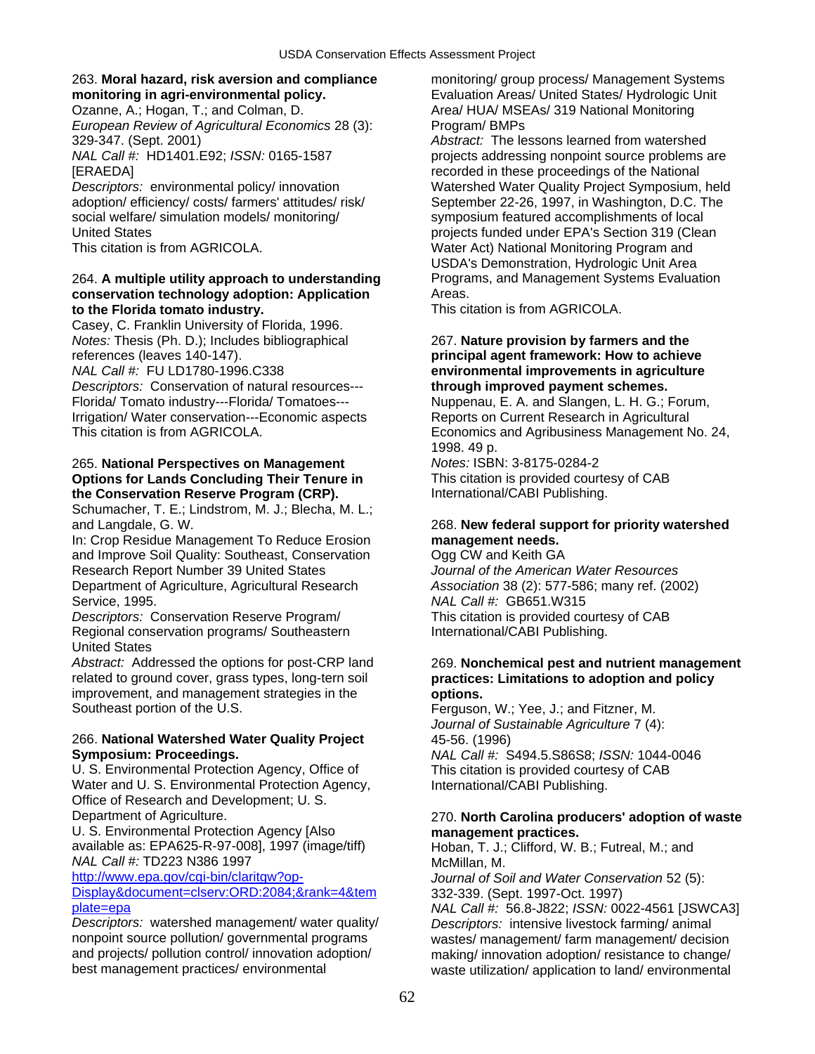263. **Moral hazard, risk aversion and compliance monitoring in agri-environmental policy.**
Ozanne, A.; Hogan, T.; and Colman, D.
*European Review of Agricultural Economics* 28 (3): 329-347. (Sept. 2001)
*NAL Call #:* HD1401.E92; *ISSN:* 0165-1587 [ERAEDA]
*Descriptors:* environmental policy/ innovation adoption/ efficiency/ costs/ farmers' attitudes/ risk/ social welfare/ simulation models/ monitoring/ United States
This citation is from AGRICOLA.

264. **A multiple utility approach to understanding conservation technology adoption: Application to the Florida tomato industry.**
Casey, C. Franklin University of Florida, 1996.
*Notes:* Thesis (Ph. D.); Includes bibliographical references (leaves 140-147).
*NAL Call #:* FU LD1780-1996.C338
*Descriptors:* Conservation of natural resources---Florida/ Tomato industry---Florida/ Tomatoes---Irrigation/ Water conservation---Economic aspects
This citation is from AGRICOLA.

265. **National Perspectives on Management Options for Lands Concluding Their Tenure in the Conservation Reserve Program (CRP).**
Schumacher, T. E.; Lindstrom, M. J.; Blecha, M. L.; and Langdale, G. W.
In: Crop Residue Management To Reduce Erosion and Improve Soil Quality: Southeast, Conservation Research Report Number 39 United States Department of Agriculture, Agricultural Research Service, 1995.
*Descriptors:* Conservation Reserve Program/ Regional conservation programs/ Southeastern United States
*Abstract:* Addressed the options for post-CRP land related to ground cover, grass types, long-tern soil improvement, and management strategies in the Southeast portion of the U.S.

266. **National Watershed Water Quality Project Symposium: Proceedings.**
U. S. Environmental Protection Agency, Office of Water and U. S. Environmental Protection Agency, Office of Research and Development; U. S. Department of Agriculture.
U. S. Environmental Protection Agency [Also available as: EPA625-R-97-008], 1997 (image/tiff)
*NAL Call #:* TD223 N386 1997
http://www.epa.gov/cgi-bin/claritgw?op-Display&document=clserv:ORD:2084;&rank=4&template=epa
*Descriptors:* watershed management/ water quality/ nonpoint source pollution/ governmental programs and projects/ pollution control/ innovation adoption/ best management practices/ environmental monitoring/ group process/ Management Systems Evaluation Areas/ United States/ Hydrologic Unit Area/ HUA/ MSEAs/ 319 National Monitoring Program/ BMPs
*Abstract:* The lessons learned from watershed projects addressing nonpoint source problems are recorded in these proceedings of the National Watershed Water Quality Project Symposium, held September 22-26, 1997, in Washington, D.C. The symposium featured accomplishments of local projects funded under EPA's Section 319 (Clean Water Act) National Monitoring Program and USDA's Demonstration, Hydrologic Unit Area Programs, and Management Systems Evaluation Areas.
This citation is from AGRICOLA.

267. **Nature provision by farmers and the principal agent framework: How to achieve environmental improvements in agriculture through improved payment schemes.**
Nuppenau, E. A. and Slangen, L. H. G.; Forum, Reports on Current Research in Agricultural Economics and Agribusiness Management No. 24, 1998. 49 p.
*Notes:* ISBN: 3-8175-0284-2
This citation is provided courtesy of CAB International/CABI Publishing.

268. **New federal support for priority watershed management needs.**
Ogg CW and Keith GA
*Journal of the American Water Resources Association* 38 (2): 577-586; many ref. (2002)
*NAL Call #:* GB651.W315
This citation is provided courtesy of CAB International/CABI Publishing.

269. **Nonchemical pest and nutrient management practices: Limitations to adoption and policy options.**
Ferguson, W.; Yee, J.; and Fitzner, M.
*Journal of Sustainable Agriculture* 7 (4): 45-56. (1996)
*NAL Call #:* S494.5.S86S8; *ISSN:* 1044-0046
This citation is provided courtesy of CAB International/CABI Publishing.

270. **North Carolina producers' adoption of waste management practices.**
Hoban, T. J.; Clifford, W. B.; Futreal, M.; and McMillan, M.
*Journal of Soil and Water Conservation* 52 (5): 332-339. (Sept. 1997-Oct. 1997)
*NAL Call #:* 56.8-J822; *ISSN:* 0022-4561 [JSWCA3]
*Descriptors:* intensive livestock farming/ animal wastes/ management/ farm management/ decision making/ innovation adoption/ resistance to change/ waste utilization/ application to land/ environmental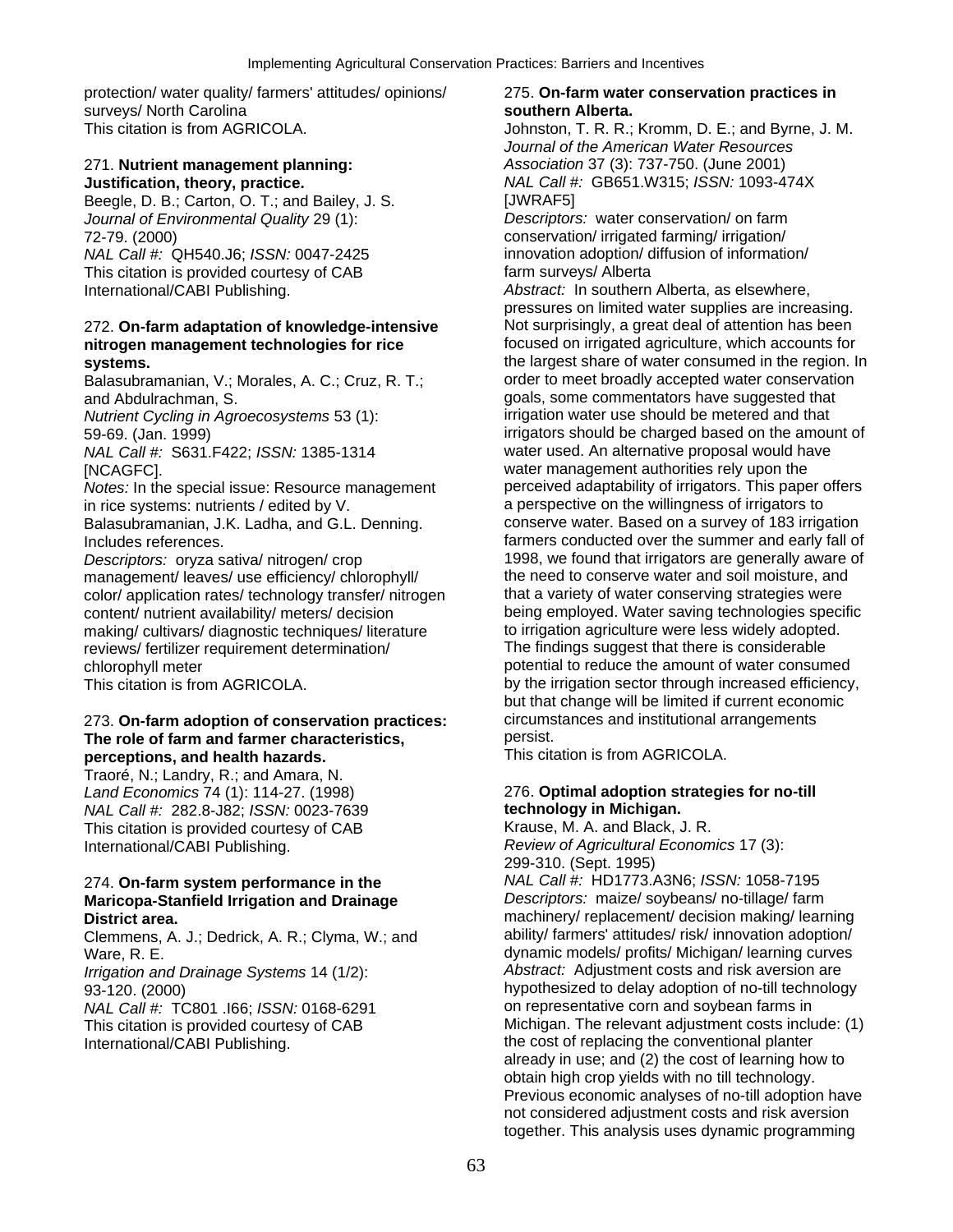protection/ water quality/ farmers' attitudes/ opinions/ surveys/ North Carolina
This citation is from AGRICOLA.

271. **Nutrient management planning: Justification, theory, practice.**
Beegle, D. B.; Carton, O. T.; and Bailey, J. S.
*Journal of Environmental Quality* 29 (1): 72-79. (2000)
*NAL Call #:* QH540.J6; *ISSN:* 0047-2425
This citation is provided courtesy of CAB International/CABI Publishing.

272. **On-farm adaptation of knowledge-intensive nitrogen management technologies for rice systems.**
Balasubramanian, V.; Morales, A. C.; Cruz, R. T.; and Abdulrachman, S.
*Nutrient Cycling in Agroecosystems* 53 (1): 59-69. (Jan. 1999)
*NAL Call #:* S631.F422; *ISSN:* 1385-1314 [NCAGFC].
*Notes:* In the special issue: Resource management in rice systems: nutrients / edited by V. Balasubramanian, J.K. Ladha, and G.L. Denning. Includes references.
*Descriptors:* oryza sativa/ nitrogen/ crop management/ leaves/ use efficiency/ chlorophyll/ color/ application rates/ technology transfer/ nitrogen content/ nutrient availability/ meters/ decision making/ cultivars/ diagnostic techniques/ literature reviews/ fertilizer requirement determination/ chlorophyll meter
This citation is from AGRICOLA.

273. **On-farm adoption of conservation practices: The role of farm and farmer characteristics, perceptions, and health hazards.**
Traoré, N.; Landry, R.; and Amara, N.
*Land Economics* 74 (1): 114-27. (1998)
*NAL Call #:* 282.8-J82; *ISSN:* 0023-7639
This citation is provided courtesy of CAB International/CABI Publishing.

274. **On-farm system performance in the Maricopa-Stanfield Irrigation and Drainage District area.**
Clemmens, A. J.; Dedrick, A. R.; Clyma, W.; and Ware, R. E.
*Irrigation and Drainage Systems* 14 (1/2): 93-120. (2000)
*NAL Call #:* TC801 .I66; *ISSN:* 0168-6291
This citation is provided courtesy of CAB International/CABI Publishing.

275. **On-farm water conservation practices in southern Alberta.**
Johnston, T. R. R.; Kromm, D. E.; and Byrne, J. M.
*Journal of the American Water Resources Association* 37 (3): 737-750. (June 2001)
*NAL Call #:* GB651.W315; *ISSN:* 1093-474X [JWRAF5]
*Descriptors:* water conservation/ on farm conservation/ irrigated farming/ irrigation/ innovation adoption/ diffusion of information/ farm surveys/ Alberta
*Abstract:* In southern Alberta, as elsewhere, pressures on limited water supplies are increasing. Not surprisingly, a great deal of attention has been focused on irrigated agriculture, which accounts for the largest share of water consumed in the region. In order to meet broadly accepted water conservation goals, some commentators have suggested that irrigation water use should be metered and that irrigators should be charged based on the amount of water used. An alternative proposal would have water management authorities rely upon the perceived adaptability of irrigators. This paper offers a perspective on the willingness of irrigators to conserve water. Based on a survey of 183 irrigation farmers conducted over the summer and early fall of 1998, we found that irrigators are generally aware of the need to conserve water and soil moisture, and that a variety of water conserving strategies were being employed. Water saving technologies specific to irrigation agriculture were less widely adopted. The findings suggest that there is considerable potential to reduce the amount of water consumed by the irrigation sector through increased efficiency, but that change will be limited if current economic circumstances and institutional arrangements persist.
This citation is from AGRICOLA.

276. **Optimal adoption strategies for no-till technology in Michigan.**
Krause, M. A. and Black, J. R.
*Review of Agricultural Economics* 17 (3): 299-310. (Sept. 1995)
*NAL Call #:* HD1773.A3N6; *ISSN:* 1058-7195
*Descriptors:* maize/ soybeans/ no-tillage/ farm machinery/ replacement/ decision making/ learning ability/ farmers' attitudes/ risk/ innovation adoption/ dynamic models/ profits/ Michigan/ learning curves
*Abstract:* Adjustment costs and risk aversion are hypothesized to delay adoption of no-till technology on representative corn and soybean farms in Michigan. The relevant adjustment costs include: (1) the cost of replacing the conventional planter already in use; and (2) the cost of learning how to obtain high crop yields with no till technology. Previous economic analyses of no-till adoption have not considered adjustment costs and risk aversion together. This analysis uses dynamic programming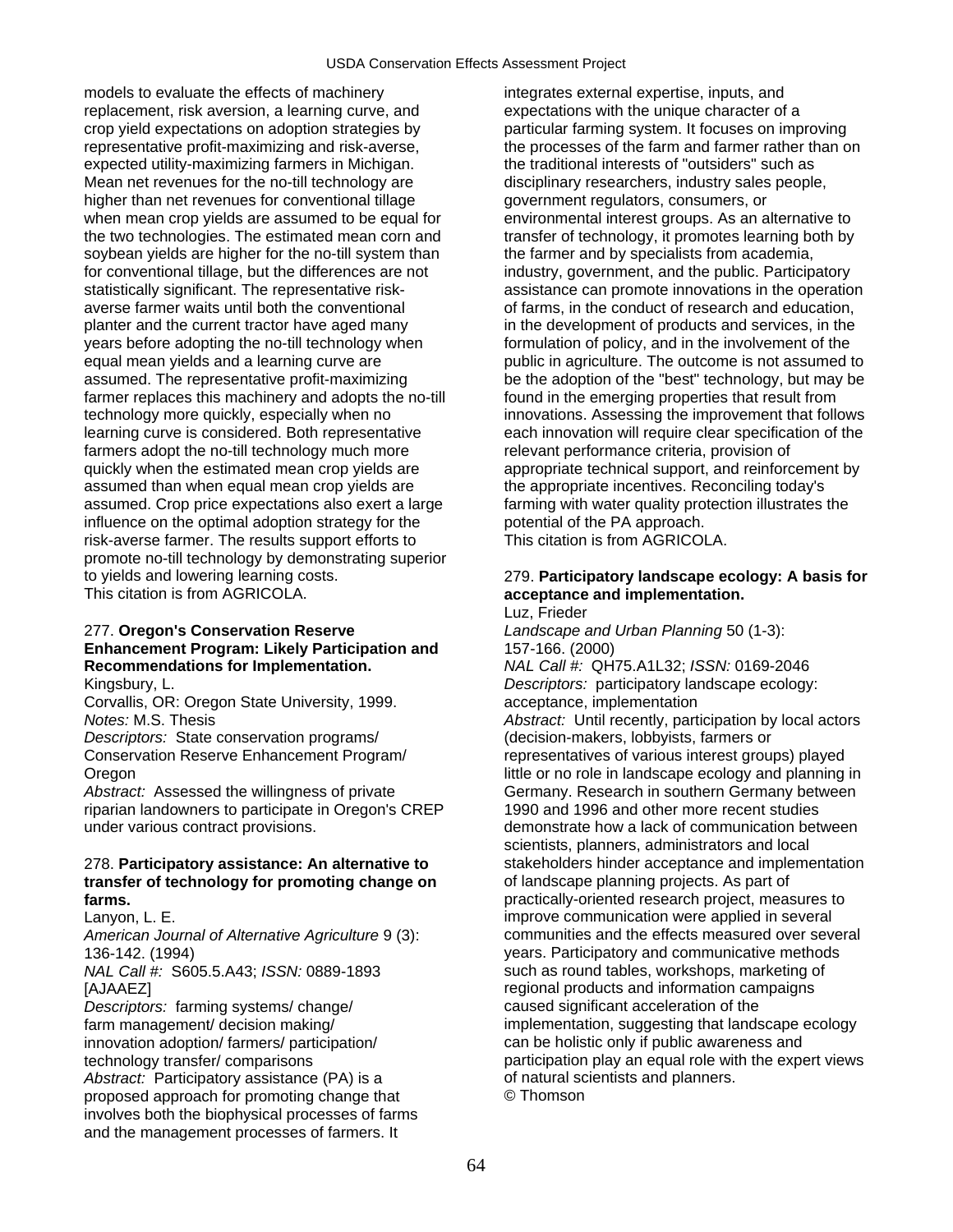models to evaluate the effects of machinery replacement, risk aversion, a learning curve, and crop yield expectations on adoption strategies by representative profit-maximizing and risk-averse, expected utility-maximizing farmers in Michigan. Mean net revenues for the no-till technology are higher than net revenues for conventional tillage when mean crop yields are assumed to be equal for the two technologies. The estimated mean corn and soybean yields are higher for the no-till system than for conventional tillage, but the differences are not statistically significant. The representative risk-averse farmer waits until both the conventional planter and the current tractor have aged many years before adopting the no-till technology when equal mean yields and a learning curve are assumed. The representative profit-maximizing farmer replaces this machinery and adopts the no-till technology more quickly, especially when no learning curve is considered. Both representative farmers adopt the no-till technology much more quickly when the estimated mean crop yields are assumed than when equal mean crop yields are assumed. Crop price expectations also exert a large influence on the optimal adoption strategy for the risk-averse farmer. The results support efforts to promote no-till technology by demonstrating superior to yields and lowering learning costs.
This citation is from AGRICOLA.

277. **Oregon's Conservation Reserve Enhancement Program: Likely Participation and Recommendations for Implementation.**
Kingsbury, L.
Corvallis, OR: Oregon State University, 1999.
*Notes:* M.S. Thesis
*Descriptors:* State conservation programs/ Conservation Reserve Enhancement Program/ Oregon
*Abstract:* Assessed the willingness of private riparian landowners to participate in Oregon's CREP under various contract provisions.

278. **Participatory assistance: An alternative to transfer of technology for promoting change on farms.**
Lanyon, L. E.
*American Journal of Alternative Agriculture* 9 (3): 136-142. (1994)
*NAL Call #:* S605.5.A43; *ISSN:* 0889-1893 [AJAAEZ]
*Descriptors:* farming systems/ change/ farm management/ decision making/ innovation adoption/ farmers/ participation/ technology transfer/ comparisons
*Abstract:* Participatory assistance (PA) is a proposed approach for promoting change that involves both the biophysical processes of farms and the management processes of farmers. It integrates external expertise, inputs, and expectations with the unique character of a particular farming system. It focuses on improving the processes of the farm and farmer rather than on the traditional interests of "outsiders" such as disciplinary researchers, industry sales people, government regulators, consumers, or environmental interest groups. As an alternative to transfer of technology, it promotes learning both by the farmer and by specialists from academia, industry, government, and the public. Participatory assistance can promote innovations in the operation of farms, in the conduct of research and education, in the development of products and services, in the formulation of policy, and in the involvement of the public in agriculture. The outcome is not assumed to be the adoption of the "best" technology, but may be found in the emerging properties that result from innovations. Assessing the improvement that follows each innovation will require clear specification of the relevant performance criteria, provision of appropriate technical support, and reinforcement by the appropriate incentives. Reconciling today's farming with water quality protection illustrates the potential of the PA approach.
This citation is from AGRICOLA.

279. **Participatory landscape ecology: A basis for acceptance and implementation.**
Luz, Frieder
*Landscape and Urban Planning* 50 (1-3): 157-166. (2000)
*NAL Call #:* QH75.A1L32; *ISSN:* 0169-2046
*Descriptors:* participatory landscape ecology: acceptance, implementation
*Abstract:* Until recently, participation by local actors (decision-makers, lobbyists, farmers or representatives of various interest groups) played little or no role in landscape ecology and planning in Germany. Research in southern Germany between 1990 and 1996 and other more recent studies demonstrate how a lack of communication between scientists, planners, administrators and local stakeholders hinder acceptance and implementation of landscape planning projects. As part of practically-oriented research project, measures to improve communication were applied in several communities and the effects measured over several years. Participatory and communicative methods such as round tables, workshops, marketing of regional products and information campaigns caused significant acceleration of the implementation, suggesting that landscape ecology can be holistic only if public awareness and participation play an equal role with the expert views of natural scientists and planners.
© Thomson